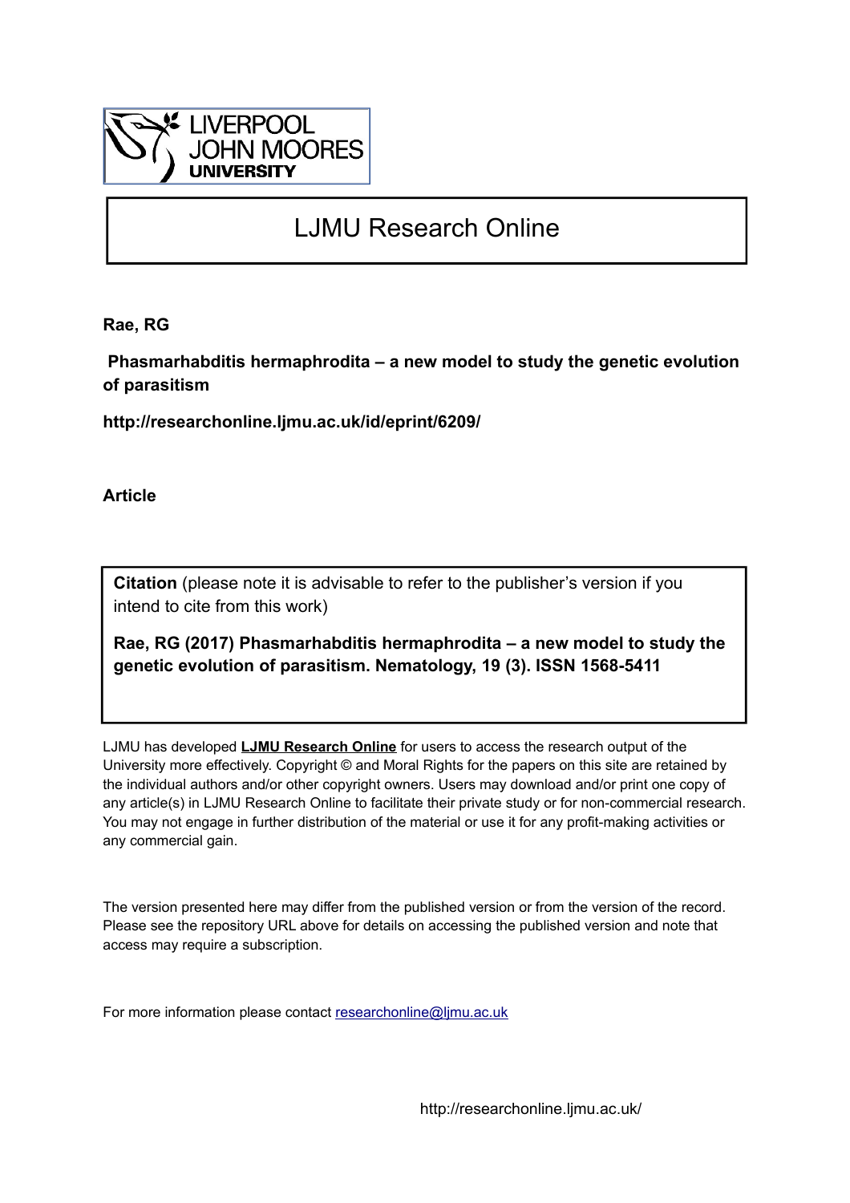LIVERPOOL JOHN MOORES UNIVERSITY

# LJMU Research Online

**Rae, RG**

**Phasmarhabditis hermaphrodita – a new model to study the genetic evolution of parasitism**

**http://researchonline.ljmu.ac.uk/id/eprint/6209/**

**Article**

**Citation** (please note it is advisable to refer to the publisher's version if you intend to cite from this work)

**Rae, RG (2017) Phasmarhabditis hermaphrodita – a new model to study the genetic evolution of parasitism. Nematology, 19 (3). ISSN 1568-5411**

LJMU has developed **LJMU Research Online** for users to access the research output of the University more effectively. Copyright © and Moral Rights for the papers on this site are retained by the individual authors and/or other copyright owners. Users may download and/or print one copy of any article(s) in LJMU Research Online to facilitate their private study or for non-commercial research. You may not engage in further distribution of the material or use it for any profit-making activities or any commercial gain.

The version presented here may differ from the published version or from the version of the record. Please see the repository URL above for details on accessing the published version and note that access may require a subscription.

For more information please contact researchonline@ljmu.ac.uk

http://researchonline.ljmu.ac.uk/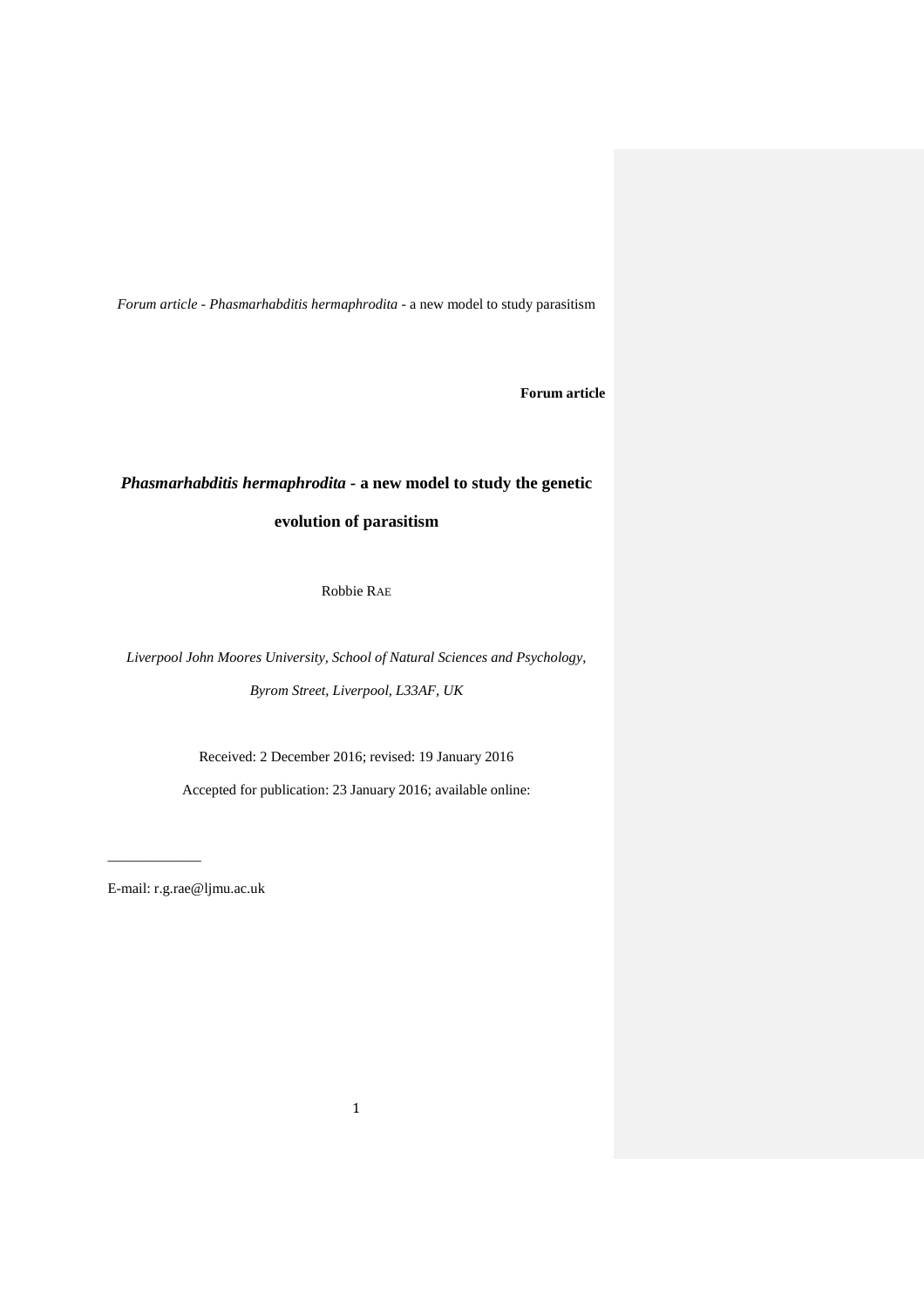*Forum article - Phasmarhabditis hermaphrodita* - a new model to study parasitism

**Forum article**

# *Phasmarhabditis hermaphrodita* - a new model to study the genetic evolution of parasitism

Robbie RAE

*Liverpool John Moores University, School of Natural Sciences and Psychology, Byrom Street, Liverpool, L33AF, UK*

Received: 2 December 2016; revised: 19 January 2016

Accepted for publication: 23 January 2016; available online:

---

E-mail: r.g.rae@ljmu.ac.uk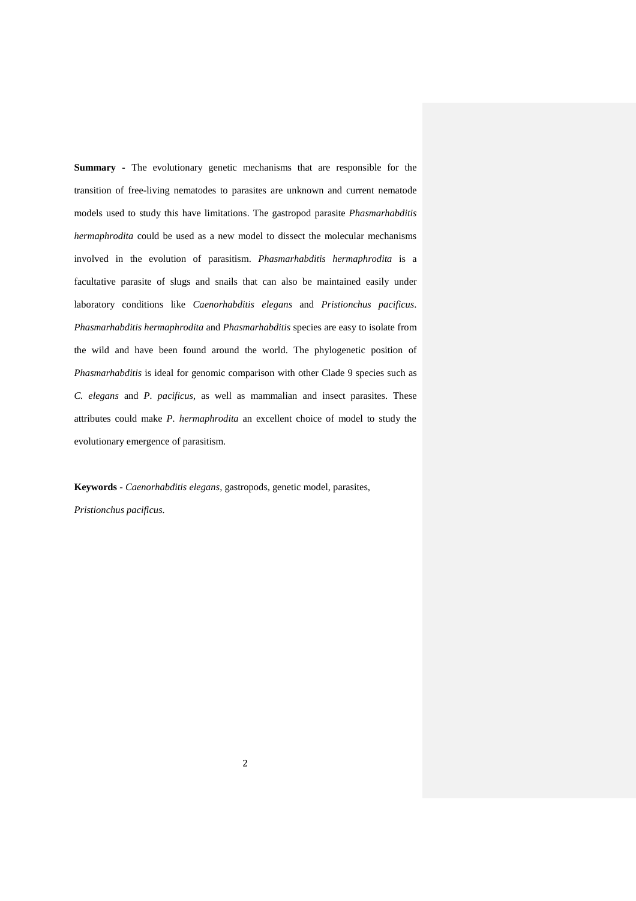**Summary -** The evolutionary genetic mechanisms that are responsible for the transition of free-living nematodes to parasites are unknown and current nematode models used to study this have limitations. The gastropod parasite *Phasmarhabditis hermaphrodita* could be used as a new model to dissect the molecular mechanisms involved in the evolution of parasitism. *Phasmarhabditis hermaphrodita* is a facultative parasite of slugs and snails that can also be maintained easily under laboratory conditions like *Caenorhabditis elegans* and *Pristionchus pacificus*. *Phasmarhabditis hermaphrodita* and *Phasmarhabditis* species are easy to isolate from the wild and have been found around the world. The phylogenetic position of *Phasmarhabditis* is ideal for genomic comparison with other Clade 9 species such as *C. elegans* and *P. pacificus*, as well as mammalian and insect parasites. These attributes could make *P. hermaphrodita* an excellent choice of model to study the evolutionary emergence of parasitism.

**Keywords -** *Caenorhabditis elegans*, gastropods, genetic model, parasites, *Pristionchus pacificus.*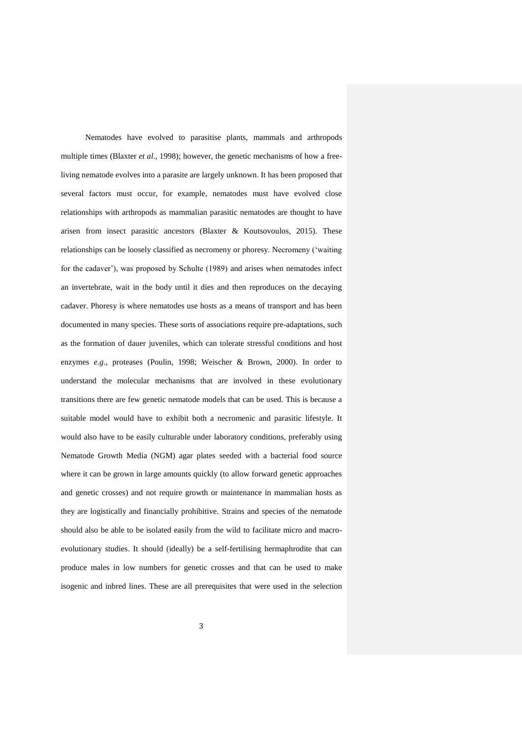Nematodes have evolved to parasitise plants, mammals and arthropods multiple times (Blaxter *et al*., 1998); however, the genetic mechanisms of how a free-living nematode evolves into a parasite are largely unknown. It has been proposed that several factors must occur, for example, nematodes must have evolved close relationships with arthropods as mammalian parasitic nematodes are thought to have arisen from insect parasitic ancestors (Blaxter & Koutsovoulos, 2015). These relationships can be loosely classified as necromeny or phoresy. Necromeny ('waiting for the cadaver'), was proposed by Schulte (1989) and arises when nematodes infect an invertebrate, wait in the body until it dies and then reproduces on the decaying cadaver. Phoresy is where nematodes use hosts as a means of transport and has been documented in many species. These sorts of associations require pre-adaptations, such as the formation of dauer juveniles, which can tolerate stressful conditions and host enzymes *e.g*., proteases (Poulin, 1998; Weischer & Brown, 2000). In order to understand the molecular mechanisms that are involved in these evolutionary transitions there are few genetic nematode models that can be used. This is because a suitable model would have to exhibit both a necromenic and parasitic lifestyle. It would also have to be easily culturable under laboratory conditions, preferably using Nematode Growth Media (NGM) agar plates seeded with a bacterial food source where it can be grown in large amounts quickly (to allow forward genetic approaches and genetic crosses) and not require growth or maintenance in mammalian hosts as they are logistically and financially prohibitive. Strains and species of the nematode should also be able to be isolated easily from the wild to facilitate micro and macro-evolutionary studies. It should (ideally) be a self-fertilising hermaphrodite that can produce males in low numbers for genetic crosses and that can be used to make isogenic and inbred lines. These are all prerequisites that were used in the selection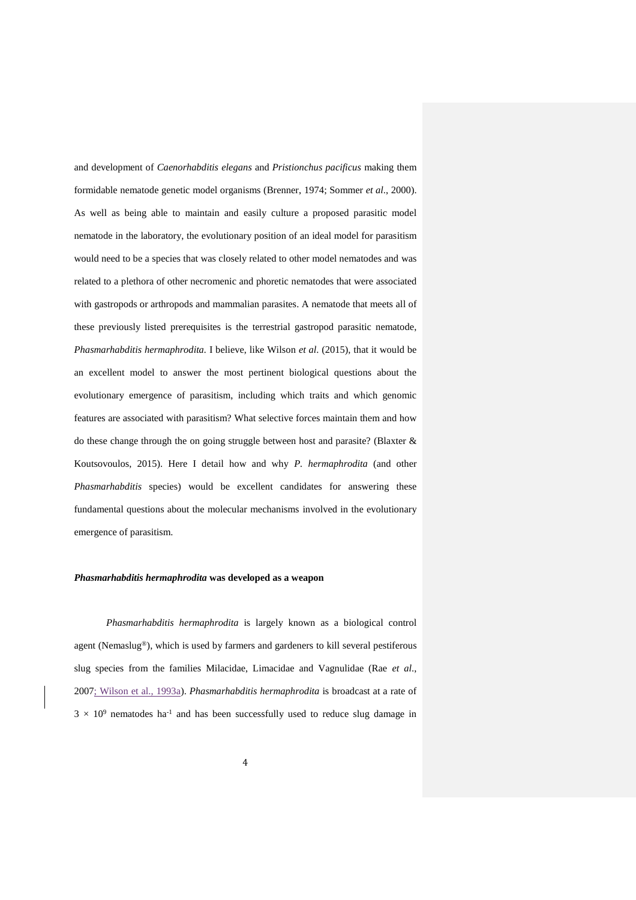and development of *Caenorhabditis elegans* and *Pristionchus pacificus* making them formidable nematode genetic model organisms (Brenner, 1974; Sommer *et al*., 2000). As well as being able to maintain and easily culture a proposed parasitic model nematode in the laboratory, the evolutionary position of an ideal model for parasitism would need to be a species that was closely related to other model nematodes and was related to a plethora of other necromenic and phoretic nematodes that were associated with gastropods or arthropods and mammalian parasites. A nematode that meets all of these previously listed prerequisites is the terrestrial gastropod parasitic nematode, *Phasmarhabditis hermaphrodita*. I believe, like Wilson *et al*. (2015), that it would be an excellent model to answer the most pertinent biological questions about the evolutionary emergence of parasitism, including which traits and which genomic features are associated with parasitism? What selective forces maintain them and how do these change through the on going struggle between host and parasite? (Blaxter & Koutsovoulos, 2015). Here I detail how and why *P. hermaphrodita* (and other *Phasmarhabditis* species) would be excellent candidates for answering these fundamental questions about the molecular mechanisms involved in the evolutionary emergence of parasitism.

### *Phasmarhabditis hermaphrodita* was developed as a weapon

*Phasmarhabditis hermaphrodita* is largely known as a biological control agent (Nemaslug®), which is used by farmers and gardeners to kill several pestiferous slug species from the families Milacidae, Limacidae and Vagnulidae (Rae *et al*., 2007; Wilson et al., 1993a). *Phasmarhabditis hermaphrodita* is broadcast at a rate of $3 \times 10^9$ nematodes $ha^{-1}$ and has been successfully used to reduce slug damage in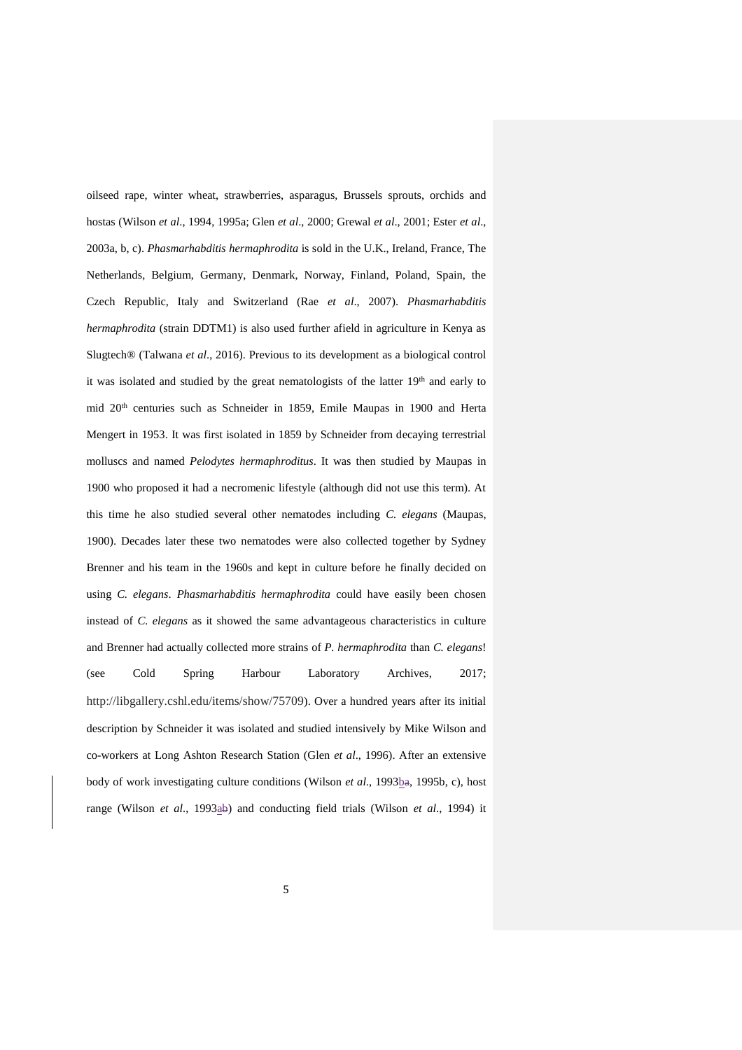oilseed rape, winter wheat, strawberries, asparagus, Brussels sprouts, orchids and hostas (Wilson *et al*., 1994, 1995a; Glen *et al*., 2000; Grewal *et al*., 2001; Ester *et al*., 2003a, b, c). *Phasmarhabditis hermaphrodita* is sold in the U.K., Ireland, France, The Netherlands, Belgium, Germany, Denmark, Norway, Finland, Poland, Spain, the Czech Republic, Italy and Switzerland (Rae *et al*., 2007). *Phasmarhabditis hermaphrodita* (strain DDTM1) is also used further afield in agriculture in Kenya as Slugtech® (Talwana *et al*., 2016). Previous to its development as a biological control it was isolated and studied by the great nematologists of the latter 19th and early to mid 20th centuries such as Schneider in 1859, Emile Maupas in 1900 and Herta Mengert in 1953. It was first isolated in 1859 by Schneider from decaying terrestrial molluscs and named *Pelodytes hermaphroditus*. It was then studied by Maupas in 1900 who proposed it had a necromenic lifestyle (although did not use this term). At this time he also studied several other nematodes including *C. elegans* (Maupas, 1900). Decades later these two nematodes were also collected together by Sydney Brenner and his team in the 1960s and kept in culture before he finally decided on using *C. elegans*. *Phasmarhabditis hermaphrodita* could have easily been chosen instead of *C. elegans* as it showed the same advantageous characteristics in culture and Brenner had actually collected more strains of *P. hermaphrodita* than *C. elegans*! (see Cold Spring Harbour Laboratory Archives, 2017; http://libgallery.cshl.edu/items/show/75709). Over a hundred years after its initial description by Schneider it was isolated and studied intensively by Mike Wilson and co-workers at Long Ashton Research Station (Glen *et al*., 1996). After an extensive body of work investigating culture conditions (Wilson *et al*., 1993b, 1995b, c), host range (Wilson *et al*., 1993a) and conducting field trials (Wilson *et al*., 1994) it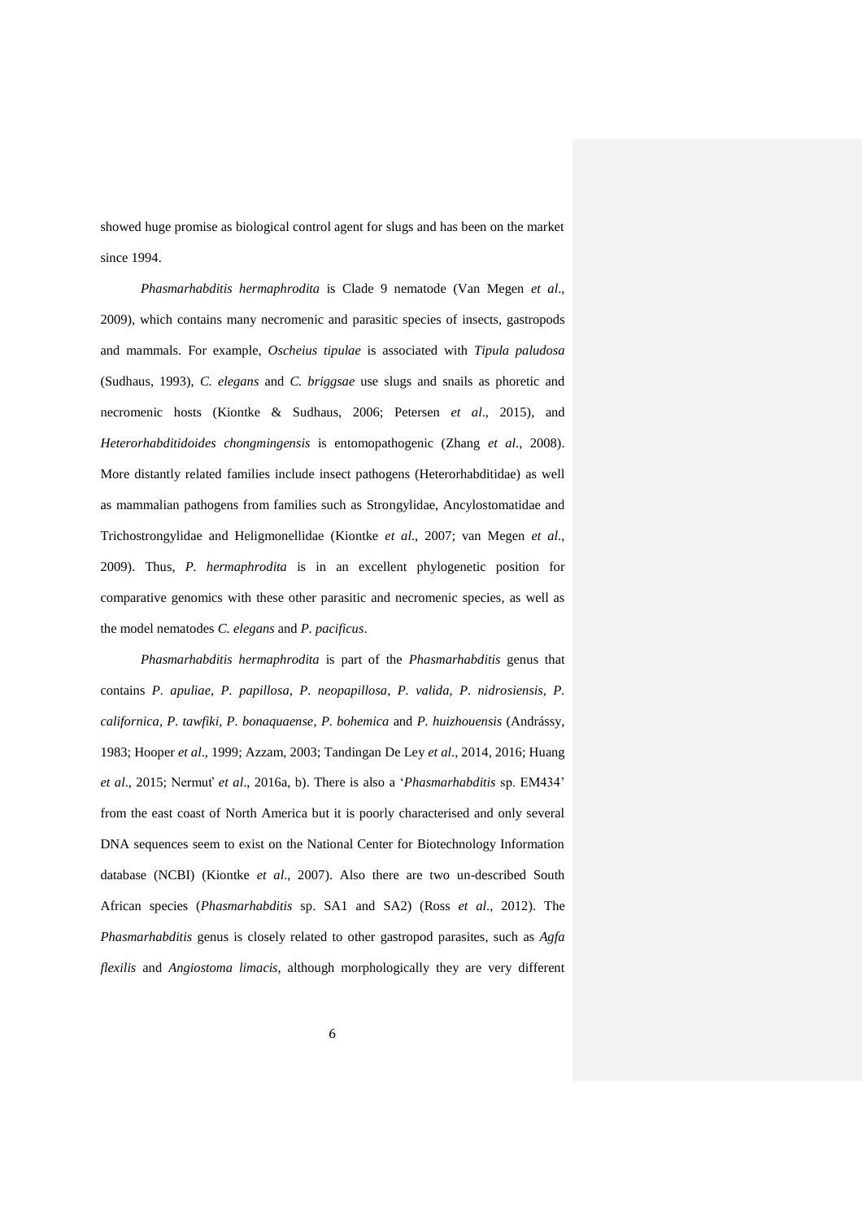showed huge promise as biological control agent for slugs and has been on the market since 1994.

*Phasmarhabditis hermaphrodita* is Clade 9 nematode (Van Megen *et al*., 2009), which contains many necromenic and parasitic species of insects, gastropods and mammals. For example, *Oscheius tipulae* is associated with *Tipula paludosa* (Sudhaus, 1993), *C. elegans* and *C. briggsae* use slugs and snails as phoretic and necromenic hosts (Kiontke & Sudhaus, 2006; Petersen *et al*., 2015), and *Heterorhabditidoides chongmingensis* is entomopathogenic (Zhang *et al*., 2008). More distantly related families include insect pathogens (Heterorhabditidae) as well as mammalian pathogens from families such as Strongylidae, Ancylostomatidae and Trichostrongylidae and Heligmonellidae (Kiontke *et al*., 2007; van Megen *et al*., 2009). Thus, *P. hermaphrodita* is in an excellent phylogenetic position for comparative genomics with these other parasitic and necromenic species, as well as the model nematodes *C. elegans* and *P. pacificus*.

*Phasmarhabditis hermaphrodita* is part of the *Phasmarhabditis* genus that contains *P. apuliae*, *P. papillosa*, *P. neopapillosa*, *P. valida*, *P. nidrosiensis*, *P. californica*, *P. tawfiki*, *P. bonaquaense*, *P. bohemica* and *P. huizhouensis* (Andrássy, 1983; Hooper *et al*., 1999; Azzam, 2003; Tandingan De Ley *et al*., 2014, 2016; Huang *et al*., 2015; Nermuť *et al*., 2016a, b). There is also a '*Phasmarhabditis* sp. EM434' from the east coast of North America but it is poorly characterised and only several DNA sequences seem to exist on the National Center for Biotechnology Information database (NCBI) (Kiontke *et al*., 2007). Also there are two un-described South African species (*Phasmarhabditis* sp. SA1 and SA2) (Ross *et al*., 2012). The *Phasmarhabditis* genus is closely related to other gastropod parasites, such as *Agfa flexilis* and *Angiostoma limacis*, although morphologically they are very different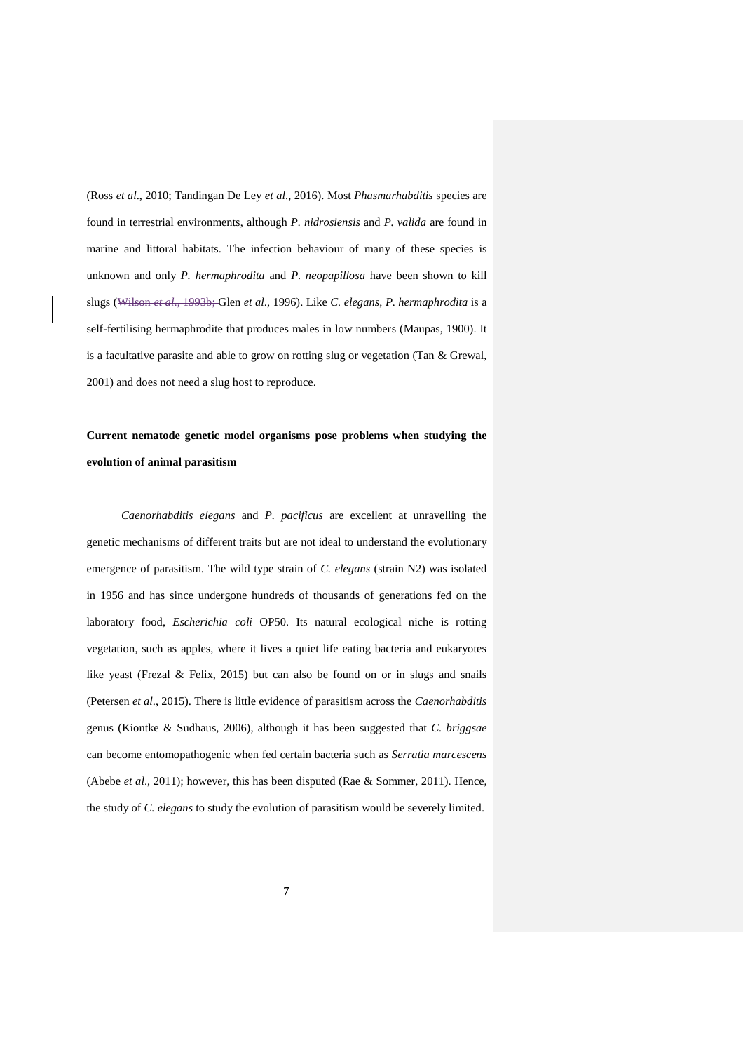(Ross *et al*., 2010; Tandingan De Ley *et al*., 2016). Most *Phasmarhabditis* species are found in terrestrial environments, although *P. nidrosiensis* and *P. valida* are found in marine and littoral habitats. The infection behaviour of many of these species is unknown and only *P. hermaphrodita* and *P. neopapillosa* have been shown to kill slugs (~~Wilson *et al*., 1993b;~~ Glen *et al*., 1996). Like *C. elegans*, *P. hermaphrodita* is a self-fertilising hermaphrodite that produces males in low numbers (Maupas, 1900). It is a facultative parasite and able to grow on rotting slug or vegetation (Tan & Grewal, 2001) and does not need a slug host to reproduce.

**Current nematode genetic model organisms pose problems when studying the evolution of animal parasitism**

*Caenorhabditis elegans* and *P. pacificus* are excellent at unravelling the genetic mechanisms of different traits but are not ideal to understand the evolutionary emergence of parasitism. The wild type strain of *C. elegans* (strain N2) was isolated in 1956 and has since undergone hundreds of thousands of generations fed on the laboratory food, *Escherichia coli* OP50. Its natural ecological niche is rotting vegetation, such as apples, where it lives a quiet life eating bacteria and eukaryotes like yeast (Frezal & Felix, 2015) but can also be found on or in slugs and snails (Petersen *et al*., 2015). There is little evidence of parasitism across the *Caenorhabditis* genus (Kiontke & Sudhaus, 2006), although it has been suggested that *C. briggsae* can become entomopathogenic when fed certain bacteria such as *Serratia marcescens* (Abebe *et al*., 2011); however, this has been disputed (Rae & Sommer, 2011). Hence, the study of *C. elegans* to study the evolution of parasitism would be severely limited.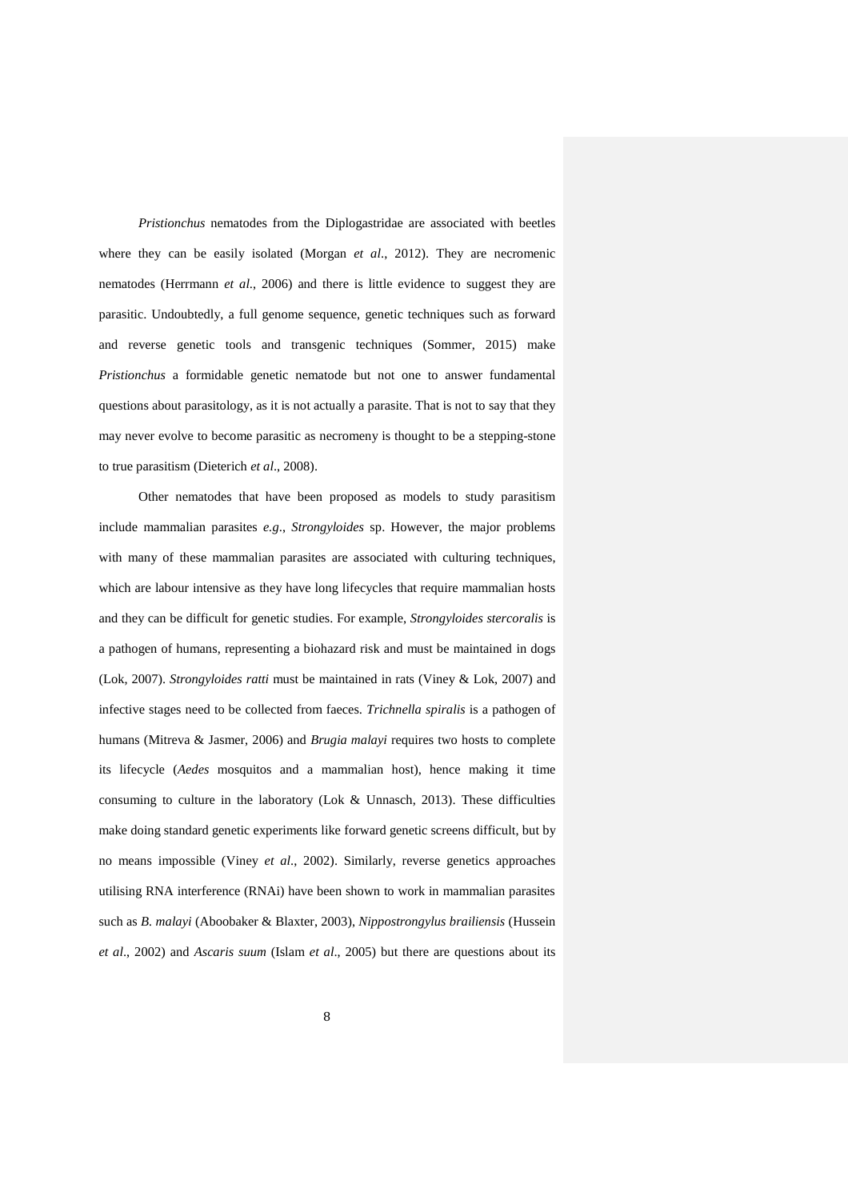*Pristionchus* nematodes from the Diplogastridae are associated with beetles where they can be easily isolated (Morgan *et al*., 2012). They are necromenic nematodes (Herrmann *et al.*, 2006) and there is little evidence to suggest they are parasitic. Undoubtedly, a full genome sequence, genetic techniques such as forward and reverse genetic tools and transgenic techniques (Sommer, 2015) make *Pristionchus* a formidable genetic nematode but not one to answer fundamental questions about parasitology, as it is not actually a parasite. That is not to say that they may never evolve to become parasitic as necromeny is thought to be a stepping-stone to true parasitism (Dieterich *et al*., 2008).

Other nematodes that have been proposed as models to study parasitism include mammalian parasites *e.g*., *Strongyloides* sp. However, the major problems with many of these mammalian parasites are associated with culturing techniques, which are labour intensive as they have long lifecycles that require mammalian hosts and they can be difficult for genetic studies. For example, *Strongyloides stercoralis* is a pathogen of humans, representing a biohazard risk and must be maintained in dogs (Lok, 2007). *Strongyloides ratti* must be maintained in rats (Viney & Lok, 2007) and infective stages need to be collected from faeces. *Trichnella spiralis* is a pathogen of humans (Mitreva & Jasmer, 2006) and *Brugia malayi* requires two hosts to complete its lifecycle (*Aedes* mosquitos and a mammalian host), hence making it time consuming to culture in the laboratory (Lok & Unnasch, 2013). These difficulties make doing standard genetic experiments like forward genetic screens difficult, but by no means impossible (Viney *et al*., 2002). Similarly, reverse genetics approaches utilising RNA interference (RNAi) have been shown to work in mammalian parasites such as *B. malayi* (Aboobaker & Blaxter, 2003), *Nippostrongylus brailiensis* (Hussein *et al*., 2002) and *Ascaris suum* (Islam *et al*., 2005) but there are questions about its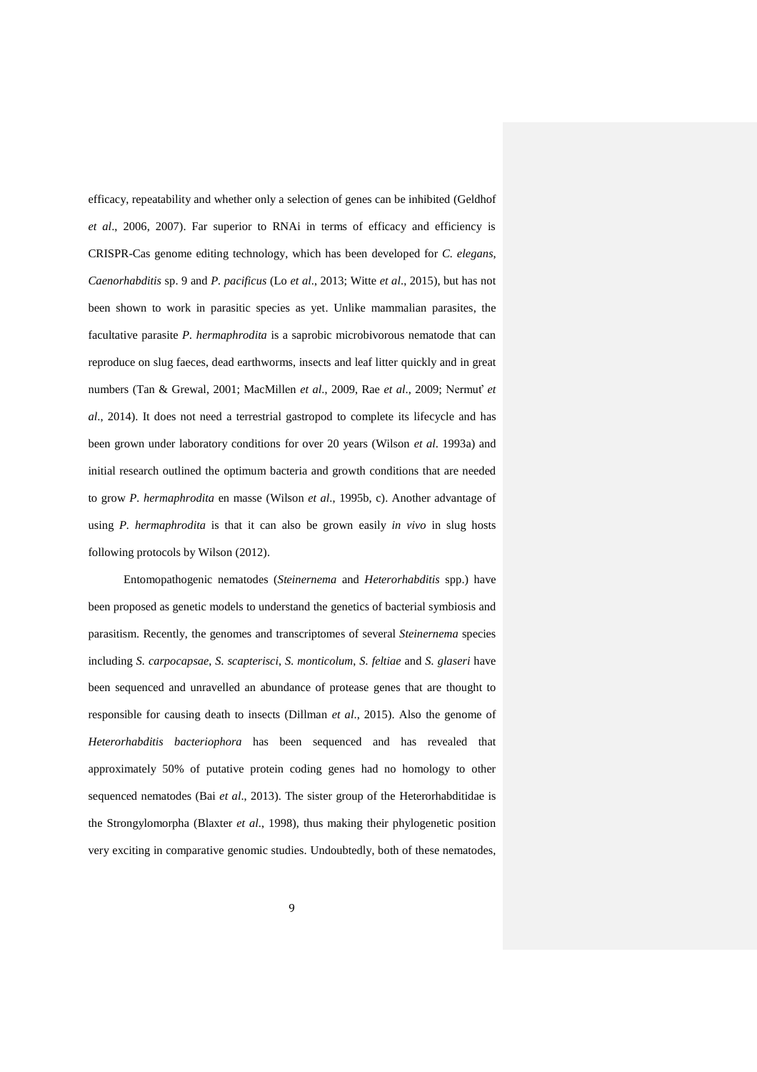efficacy, repeatability and whether only a selection of genes can be inhibited (Geldhof *et al*., 2006, 2007). Far superior to RNAi in terms of efficacy and efficiency is CRISPR-Cas genome editing technology, which has been developed for *C. elegans*, *Caenorhabditis* sp. 9 and *P. pacificus* (Lo *et al*., 2013; Witte *et al*., 2015), but has not been shown to work in parasitic species as yet. Unlike mammalian parasites, the facultative parasite *P. hermaphrodita* is a saprobic microbivorous nematode that can reproduce on slug faeces, dead earthworms, insects and leaf litter quickly and in great numbers (Tan & Grewal, 2001; MacMillen *et al*., 2009, Rae *et al*., 2009; Nermut' *et al*., 2014). It does not need a terrestrial gastropod to complete its lifecycle and has been grown under laboratory conditions for over 20 years (Wilson *et al*. 1993a) and initial research outlined the optimum bacteria and growth conditions that are needed to grow *P. hermaphrodita* en masse (Wilson *et al*., 1995b, c). Another advantage of using *P. hermaphrodita* is that it can also be grown easily *in vivo* in slug hosts following protocols by Wilson (2012).

Entomopathogenic nematodes (*Steinernema* and *Heterorhabditis* spp.) have been proposed as genetic models to understand the genetics of bacterial symbiosis and parasitism. Recently, the genomes and transcriptomes of several *Steinernema* species including *S. carpocapsae*, *S. scapterisci*, *S. monticolum*, *S. feltiae* and *S. glaseri* have been sequenced and unravelled an abundance of protease genes that are thought to responsible for causing death to insects (Dillman *et al*., 2015). Also the genome of *Heterorhabditis bacteriophora* has been sequenced and has revealed that approximately 50% of putative protein coding genes had no homology to other sequenced nematodes (Bai *et al*., 2013). The sister group of the Heterorhabditidae is the Strongylomorpha (Blaxter *et al*., 1998), thus making their phylogenetic position very exciting in comparative genomic studies. Undoubtedly, both of these nematodes,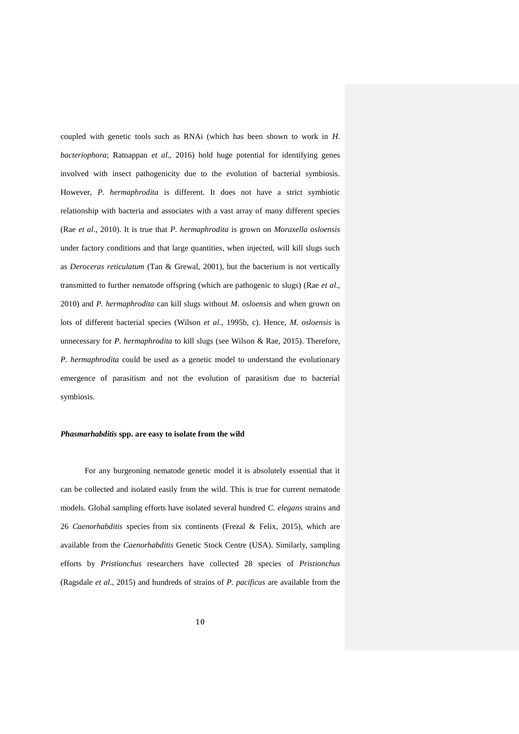coupled with genetic tools such as RNAi (which has been shown to work in *H. bacteriophora*; Ratnappan *et al*., 2016) hold huge potential for identifying genes involved with insect pathogenicity due to the evolution of bacterial symbiosis. However, *P. hermaphrodita* is different. It does not have a strict symbiotic relationship with bacteria and associates with a vast array of many different species (Rae *et al*., 2010). It is true that *P. hermaphrodita* is grown on *Moraxella osloensis* under factory conditions and that large quantities, when injected, will kill slugs such as *Deroceras reticulatum* (Tan & Grewal, 2001), but the bacterium is not vertically transmitted to further nematode offspring (which are pathogenic to slugs) (Rae *et al*., 2010) and *P. hermaphrodita* can kill slugs without *M. osloensis* and when grown on lots of different bacterial species (Wilson *et al*., 1995b, c). Hence, *M. osloensis* is unnecessary for *P. hermaphrodita* to kill slugs (see Wilson & Rae, 2015). Therefore, *P. hermaphrodita* could be used as a genetic model to understand the evolutionary emergence of parasitism and not the evolution of parasitism due to bacterial symbiosis.

### ***Phasmarhabditis* spp. are easy to isolate from the wild**

For any burgeoning nematode genetic model it is absolutely essential that it can be collected and isolated easily from the wild. This is true for current nematode models. Global sampling efforts have isolated several hundred *C. elegans* strains and 26 *Caenorhabditis* species from six continents (Frezal & Felix, 2015), which are available from the *Caenorhabditis* Genetic Stock Centre (USA). Similarly, sampling efforts by *Pristionchus* researchers have collected 28 species of *Pristionchus* (Ragsdale *et al*., 2015) and hundreds of strains of *P. pacificus* are available from the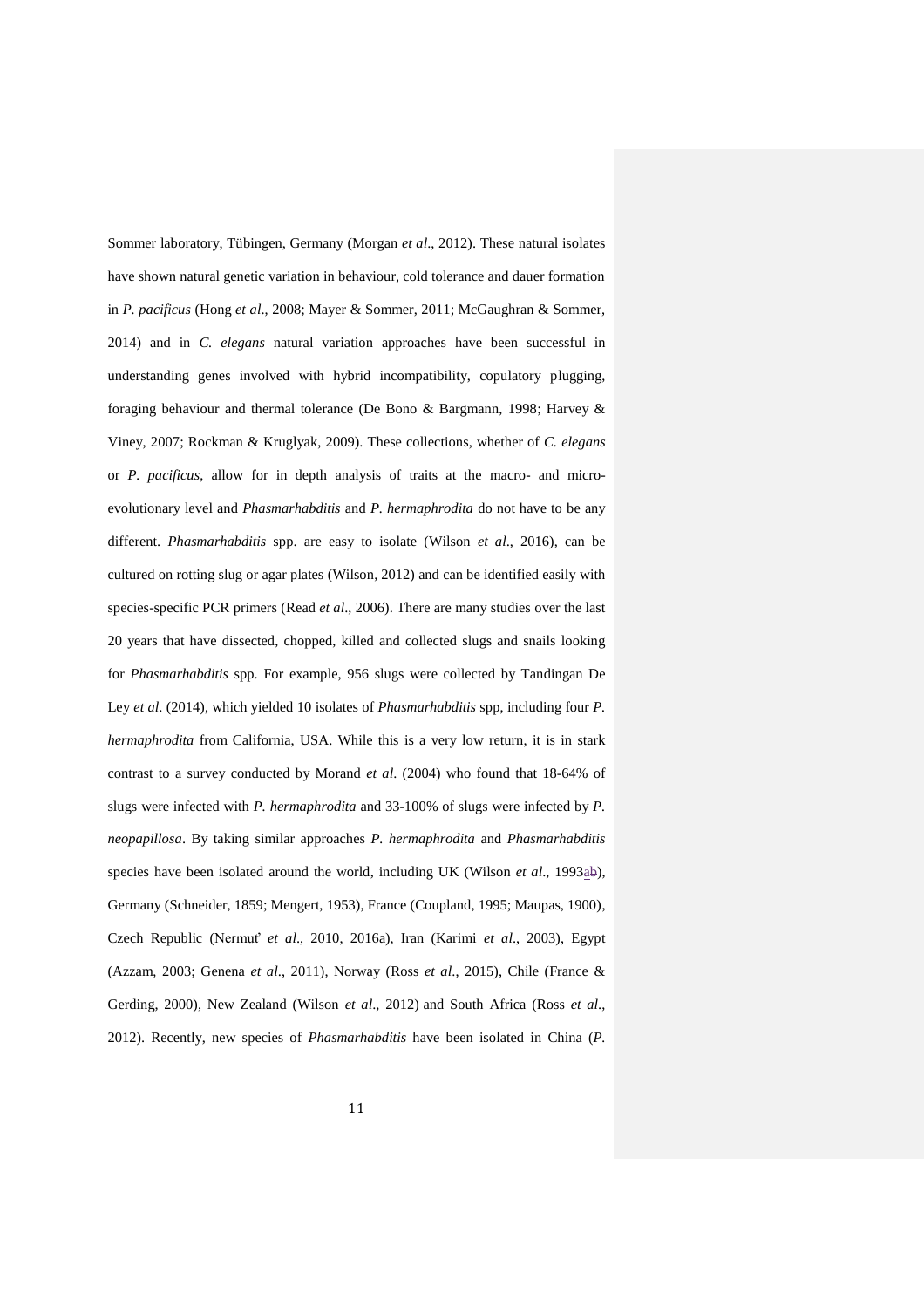Sommer laboratory, Tübingen, Germany (Morgan *et al*., 2012). These natural isolates have shown natural genetic variation in behaviour, cold tolerance and dauer formation in *P. pacificus* (Hong *et al*., 2008; Mayer & Sommer, 2011; McGaughran & Sommer, 2014) and in *C. elegans* natural variation approaches have been successful in understanding genes involved with hybrid incompatibility, copulatory plugging, foraging behaviour and thermal tolerance (De Bono & Bargmann, 1998; Harvey & Viney, 2007; Rockman & Kruglyak, 2009). These collections, whether of *C. elegans* or *P. pacificus*, allow for in depth analysis of traits at the macro- and micro-evolutionary level and *Phasmarhabditis* and *P. hermaphrodita* do not have to be any different. *Phasmarhabditis* spp. are easy to isolate (Wilson *et al*., 2016), can be cultured on rotting slug or agar plates (Wilson, 2012) and can be identified easily with species-specific PCR primers (Read *et al*., 2006). There are many studies over the last 20 years that have dissected, chopped, killed and collected slugs and snails looking for *Phasmarhabditis* spp. For example, 956 slugs were collected by Tandingan De Ley *et al*. (2014), which yielded 10 isolates of *Phasmarhabditis* spp, including four *P. hermaphrodita* from California, USA. While this is a very low return, it is in stark contrast to a survey conducted by Morand *et al*. (2004) who found that 18-64% of slugs were infected with *P. hermaphrodita* and 33-100% of slugs were infected by *P. neopapillosa*. By taking similar approaches *P. hermaphrodita* and *Phasmarhabditis* species have been isolated around the world, including UK (Wilson *et al*., 1993ab), Germany (Schneider, 1859; Mengert, 1953), France (Coupland, 1995; Maupas, 1900), Czech Republic (Nermuť *et al*., 2010, 2016a), Iran (Karimi *et al*., 2003), Egypt (Azzam, 2003; Genena *et al*., 2011), Norway (Ross *et al*., 2015), Chile (France & Gerding, 2000), New Zealand (Wilson *et al*., 2012) and South Africa (Ross *et al*., 2012). Recently, new species of *Phasmarhabditis* have been isolated in China (*P.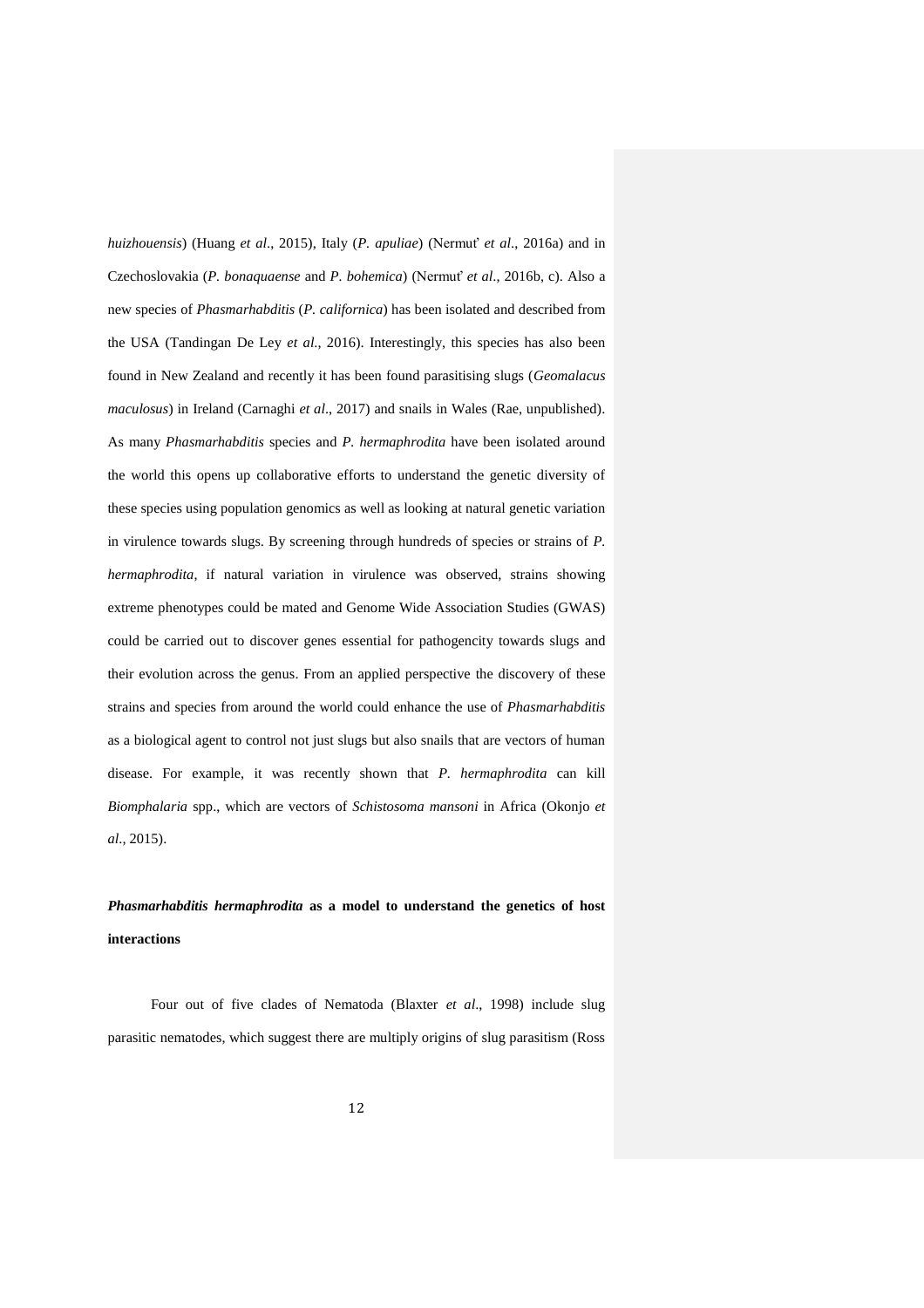*huizhouensis*) (Huang *et al*., 2015), Italy (*P. apuliae*) (Nermuť *et al*., 2016a) and in Czechoslovakia (*P. bonaquaense* and *P. bohemica*) (Nermuť *et al*., 2016b, c). Also a new species of *Phasmarhabditis* (*P. californica*) has been isolated and described from the USA (Tandingan De Ley *et al.*, 2016). Interestingly, this species has also been found in New Zealand and recently it has been found parasitising slugs (*Geomalacus maculosus*) in Ireland (Carnaghi *et al*., 2017) and snails in Wales (Rae, unpublished). As many *Phasmarhabditis* species and *P. hermaphrodita* have been isolated around the world this opens up collaborative efforts to understand the genetic diversity of these species using population genomics as well as looking at natural genetic variation in virulence towards slugs. By screening through hundreds of species or strains of *P. hermaphrodita*, if natural variation in virulence was observed, strains showing extreme phenotypes could be mated and Genome Wide Association Studies (GWAS) could be carried out to discover genes essential for pathogencity towards slugs and their evolution across the genus. From an applied perspective the discovery of these strains and species from around the world could enhance the use of *Phasmarhabditis* as a biological agent to control not just slugs but also snails that are vectors of human disease. For example, it was recently shown that *P. hermaphrodita* can kill *Biomphalaria* spp., which are vectors of *Schistosoma mansoni* in Africa (Okonjo *et al*., 2015).

## ***Phasmarhabditis hermaphrodita* as a model to understand the genetics of host interactions**

Four out of five clades of Nematoda (Blaxter *et al*., 1998) include slug parasitic nematodes, which suggest there are multiply origins of slug parasitism (Ross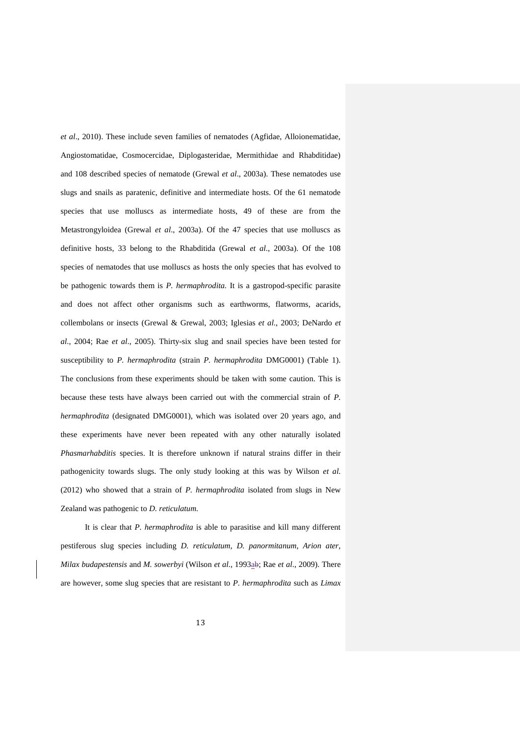*et al*., 2010). These include seven families of nematodes (Agfidae, Alloionematidae, Angiostomatidae, Cosmocercidae, Diplogasteridae, Mermithidae and Rhabditidae) and 108 described species of nematode (Grewal *et al*., 2003a). These nematodes use slugs and snails as paratenic, definitive and intermediate hosts. Of the 61 nematode species that use molluscs as intermediate hosts, 49 of these are from the Metastrongyloidea (Grewal *et al*., 2003a). Of the 47 species that use molluscs as definitive hosts, 33 belong to the Rhabditida (Grewal *et al*., 2003a). Of the 108 species of nematodes that use molluscs as hosts the only species that has evolved to be pathogenic towards them is *P. hermaphrodita.* It is a gastropod-specific parasite and does not affect other organisms such as earthworms, flatworms, acarids, collembolans or insects (Grewal & Grewal, 2003; Iglesias *et al*., 2003; DeNardo *et al*., 2004; Rae *et al.*, 2005). Thirty-six slug and snail species have been tested for susceptibility to *P. hermaphrodita* (strain *P. hermaphrodita* DMG0001) (Table 1). The conclusions from these experiments should be taken with some caution. This is because these tests have always been carried out with the commercial strain of *P. hermaphrodita* (designated DMG0001), which was isolated over 20 years ago, and these experiments have never been repeated with any other naturally isolated *Phasmarhabditis* species. It is therefore unknown if natural strains differ in their pathogenicity towards slugs. The only study looking at this was by Wilson *et al.* (2012) who showed that a strain of *P. hermaphrodita* isolated from slugs in New Zealand was pathogenic to *D. reticulatum.*

It is clear that *P. hermaphrodita* is able to parasitise and kill many different pestiferous slug species including *D. reticulatum*, *D. panormitanum*, *Arion ater*, *Milax budapestensis* and *M. sowerbyi* (Wilson *et al*., 1993a; Rae *et al*., 2009). There are however, some slug species that are resistant to *P. hermaphrodita* such as *Limax*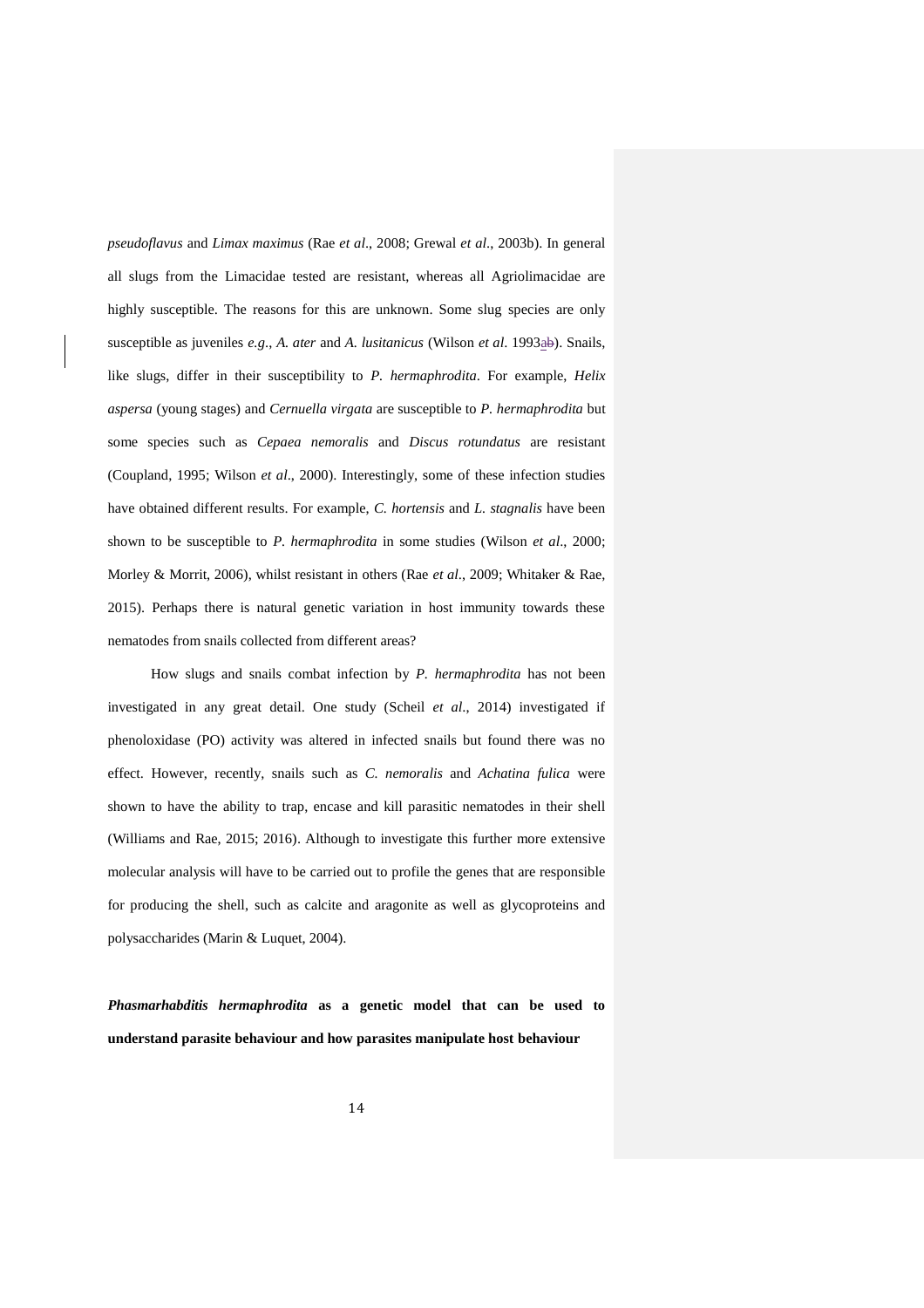*pseudoflavus* and *Limax maximus* (Rae *et al*., 2008; Grewal *et al*., 2003b). In general all slugs from the Limacidae tested are resistant, whereas all Agriolimacidae are highly susceptible. The reasons for this are unknown. Some slug species are only susceptible as juveniles *e.g*., *A. ater* and *A. lusitanicus* (Wilson *et al*. 1993ab). Snails, like slugs, differ in their susceptibility to *P. hermaphrodita*. For example, *Helix aspersa* (young stages) and *Cernuella virgata* are susceptible to *P. hermaphrodita* but some species such as *Cepaea nemoralis* and *Discus rotundatus* are resistant (Coupland, 1995; Wilson *et al*., 2000). Interestingly, some of these infection studies have obtained different results. For example, *C. hortensis* and *L. stagnalis* have been shown to be susceptible to *P. hermaphrodita* in some studies (Wilson *et al*., 2000; Morley & Morrit, 2006), whilst resistant in others (Rae *et al*., 2009; Whitaker & Rae, 2015). Perhaps there is natural genetic variation in host immunity towards these nematodes from snails collected from different areas?

How slugs and snails combat infection by *P. hermaphrodita* has not been investigated in any great detail. One study (Scheil *et al*., 2014) investigated if phenoloxidase (PO) activity was altered in infected snails but found there was no effect. However, recently, snails such as *C. nemoralis* and *Achatina fulica* were shown to have the ability to trap, encase and kill parasitic nematodes in their shell (Williams and Rae, 2015; 2016). Although to investigate this further more extensive molecular analysis will have to be carried out to profile the genes that are responsible for producing the shell, such as calcite and aragonite as well as glycoproteins and polysaccharides (Marin & Luquet, 2004).

## *Phasmarhabditis hermaphrodita* as a genetic model that can be used to understand parasite behaviour and how parasites manipulate host behaviour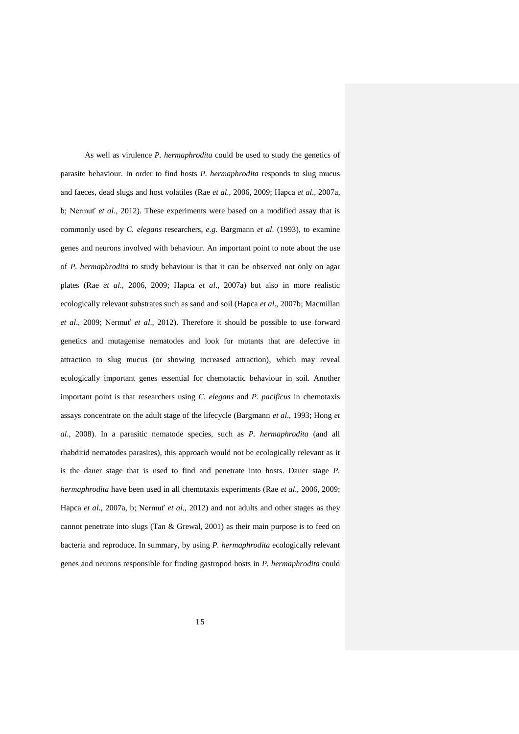As well as virulence *P. hermaphrodita* could be used to study the genetics of parasite behaviour. In order to find hosts *P. hermaphrodita* responds to slug mucus and faeces, dead slugs and host volatiles (Rae *et al*., 2006, 2009; Hapca *et al*., 2007a, b; Nermuť *et al*., 2012). These experiments were based on a modified assay that is commonly used by *C. elegans* researchers, *e.g*. Bargmann *et al*. (1993), to examine genes and neurons involved with behaviour. An important point to note about the use of *P. hermaphrodita* to study behaviour is that it can be observed not only on agar plates (Rae *et al*., 2006, 2009; Hapca *et al*., 2007a) but also in more realistic ecologically relevant substrates such as sand and soil (Hapca *et al*., 2007b; Macmillan *et al*., 2009; Nermuť *et al*., 2012). Therefore it should be possible to use forward genetics and mutagenise nematodes and look for mutants that are defective in attraction to slug mucus (or showing increased attraction), which may reveal ecologically important genes essential for chemotactic behaviour in soil. Another important point is that researchers using *C. elegans* and *P. pacificus* in chemotaxis assays concentrate on the adult stage of the lifecycle (Bargmann *et al*., 1993; Hong *et al*., 2008). In a parasitic nematode species, such as *P. hermaphrodita* (and all rhabditid nematodes parasites), this approach would not be ecologically relevant as it is the dauer stage that is used to find and penetrate into hosts. Dauer stage *P. hermaphrodita* have been used in all chemotaxis experiments (Rae *et al*., 2006, 2009; Hapca *et al*., 2007a, b; Nermuť *et al*., 2012) and not adults and other stages as they cannot penetrate into slugs (Tan & Grewal, 2001) as their main purpose is to feed on bacteria and reproduce. In summary, by using *P. hermaphrodita* ecologically relevant genes and neurons responsible for finding gastropod hosts in *P. hermaphrodita* could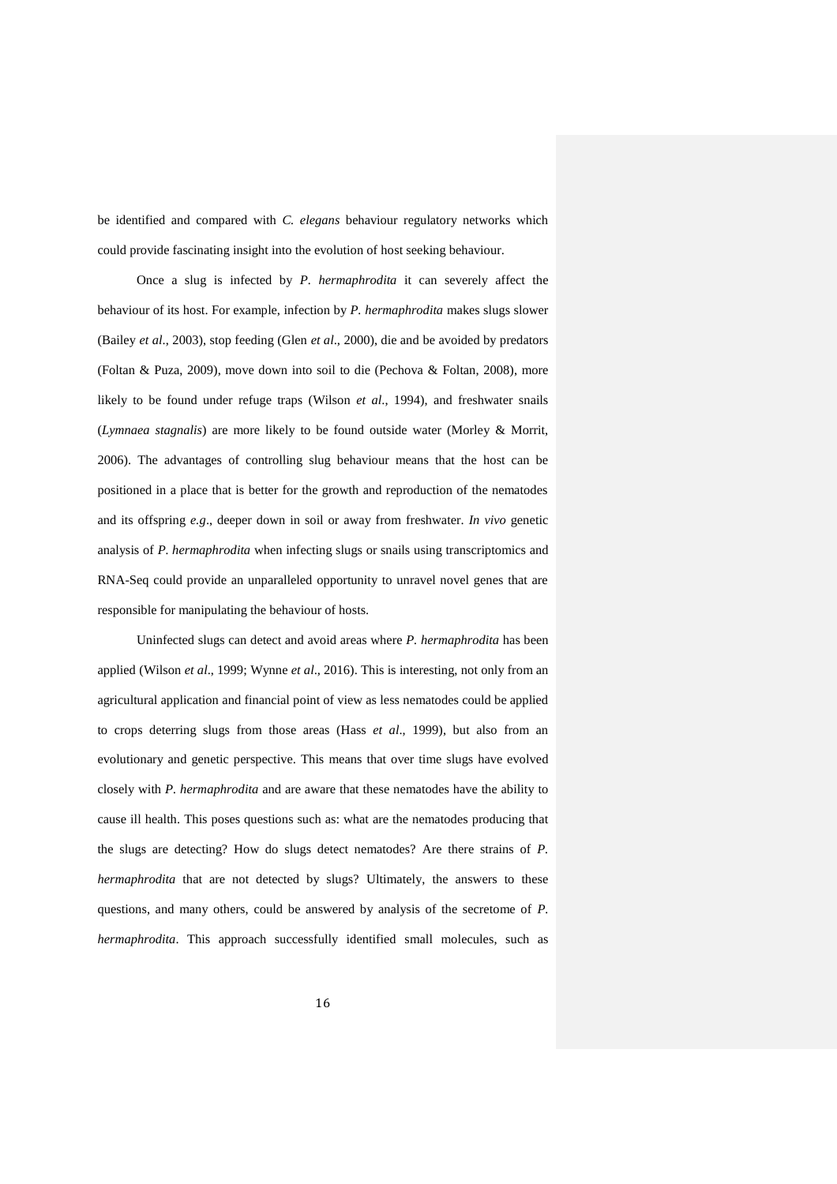be identified and compared with *C. elegans* behaviour regulatory networks which could provide fascinating insight into the evolution of host seeking behaviour.

Once a slug is infected by *P. hermaphrodita* it can severely affect the behaviour of its host. For example, infection by *P. hermaphrodita* makes slugs slower (Bailey *et al*., 2003), stop feeding (Glen *et al*., 2000), die and be avoided by predators (Foltan & Puza, 2009), move down into soil to die (Pechova & Foltan, 2008), more likely to be found under refuge traps (Wilson *et al*., 1994), and freshwater snails (*Lymnaea stagnalis*) are more likely to be found outside water (Morley & Morrit, 2006). The advantages of controlling slug behaviour means that the host can be positioned in a place that is better for the growth and reproduction of the nematodes and its offspring *e.g*., deeper down in soil or away from freshwater. *In vivo* genetic analysis of *P. hermaphrodita* when infecting slugs or snails using transcriptomics and RNA-Seq could provide an unparalleled opportunity to unravel novel genes that are responsible for manipulating the behaviour of hosts.

Uninfected slugs can detect and avoid areas where *P. hermaphrodita* has been applied (Wilson *et al*., 1999; Wynne *et al*., 2016). This is interesting, not only from an agricultural application and financial point of view as less nematodes could be applied to crops deterring slugs from those areas (Hass *et al*., 1999), but also from an evolutionary and genetic perspective. This means that over time slugs have evolved closely with *P. hermaphrodita* and are aware that these nematodes have the ability to cause ill health. This poses questions such as: what are the nematodes producing that the slugs are detecting? How do slugs detect nematodes? Are there strains of *P. hermaphrodita* that are not detected by slugs? Ultimately, the answers to these questions, and many others, could be answered by analysis of the secretome of *P. hermaphrodita*. This approach successfully identified small molecules, such as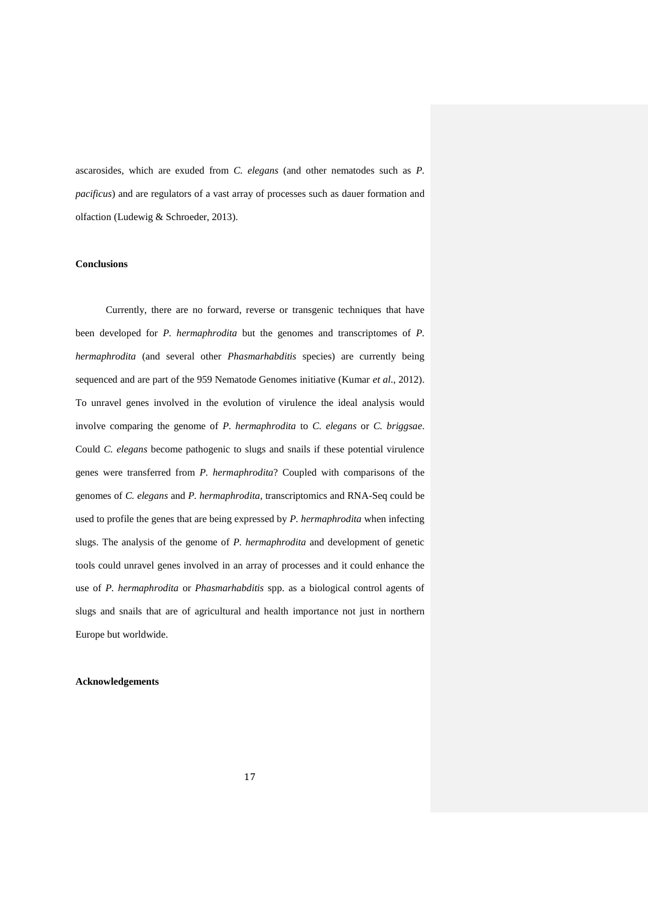ascarosides, which are exuded from *C. elegans* (and other nematodes such as *P. pacificus*) and are regulators of a vast array of processes such as dauer formation and olfaction (Ludewig & Schroeder, 2013).

**Conclusions**

Currently, there are no forward, reverse or transgenic techniques that have been developed for *P. hermaphrodita* but the genomes and transcriptomes of *P. hermaphrodita* (and several other *Phasmarhabditis* species) are currently being sequenced and are part of the 959 Nematode Genomes initiative (Kumar *et al*., 2012). To unravel genes involved in the evolution of virulence the ideal analysis would involve comparing the genome of *P. hermaphrodita* to *C. elegans* or *C. briggsae*. Could *C. elegans* become pathogenic to slugs and snails if these potential virulence genes were transferred from *P. hermaphrodita*? Coupled with comparisons of the genomes of *C. elegans* and *P. hermaphrodita*, transcriptomics and RNA-Seq could be used to profile the genes that are being expressed by *P. hermaphrodita* when infecting slugs. The analysis of the genome of *P. hermaphrodita* and development of genetic tools could unravel genes involved in an array of processes and it could enhance the use of *P. hermaphrodita* or *Phasmarhabditis* spp. as a biological control agents of slugs and snails that are of agricultural and health importance not just in northern Europe but worldwide.

**Acknowledgements**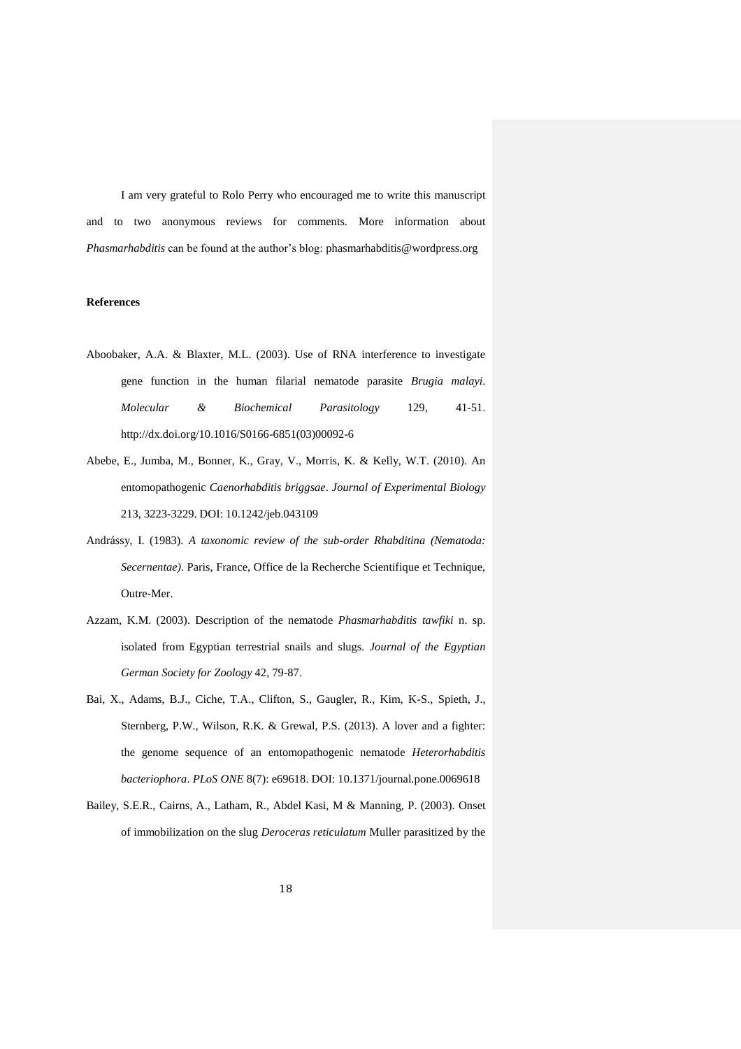I am very grateful to Rolo Perry who encouraged me to write this manuscript and to two anonymous reviews for comments. More information about *Phasmarhabditis* can be found at the author's blog: phasmarhabditis@wordpress.org

**References**

Aboobaker, A.A. & Blaxter, M.L. (2003). Use of RNA interference to investigate gene function in the human filarial nematode parasite *Brugia malayi*. *Molecular & Biochemical Parasitology* 129, 41-51. http://dx.doi.org/10.1016/S0166-6851(03)00092-6

Abebe, E., Jumba, M., Bonner, K., Gray, V., Morris, K. & Kelly, W.T. (2010). An entomopathogenic *Caenorhabditis briggsae*. *Journal of Experimental Biology* 213, 3223-3229. DOI: 10.1242/jeb.043109

Andrássy, I. (1983). *A taxonomic review of the sub-order Rhabditina (Nematoda: Secernentae)*. Paris, France, Office de la Recherche Scientifique et Technique, Outre-Mer.

Azzam, K.M. (2003). Description of the nematode *Phasmarhabditis tawfiki* n. sp. isolated from Egyptian terrestrial snails and slugs. *Journal of the Egyptian German Society for Zoology* 42, 79-87.

Bai, X., Adams, B.J., Ciche, T.A., Clifton, S., Gaugler, R., Kim, K-S., Spieth, J., Sternberg, P.W., Wilson, R.K. & Grewal, P.S. (2013). A lover and a fighter: the genome sequence of an entomopathogenic nematode *Heterorhabditis bacteriophora*. *PLoS ONE* 8(7): e69618. DOI: 10.1371/journal.pone.0069618

Bailey, S.E.R., Cairns, A., Latham, R., Abdel Kasi, M & Manning, P. (2003). Onset of immobilization on the slug *Deroceras reticulatum* Muller parasitized by the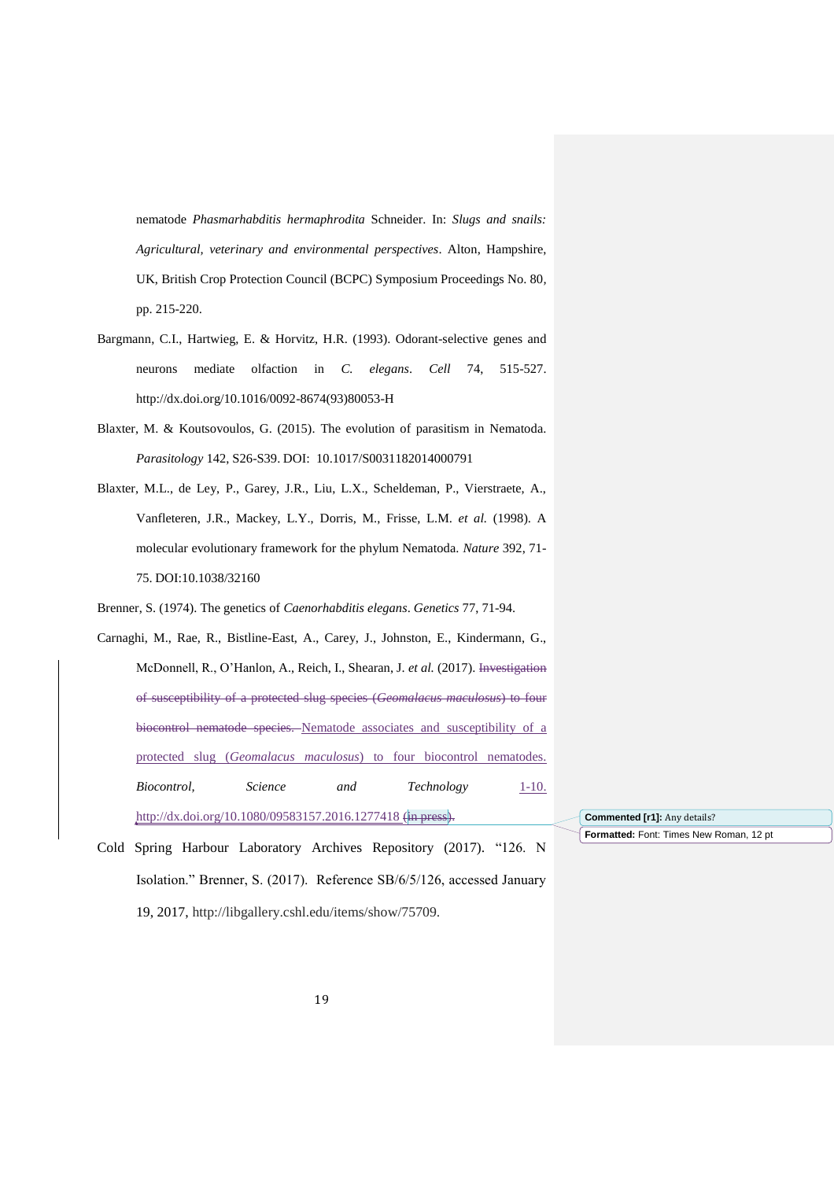nematode *Phasmarhabditis hermaphrodita* Schneider. In: *Slugs and snails: Agricultural, veterinary and environmental perspectives*. Alton, Hampshire, UK, British Crop Protection Council (BCPC) Symposium Proceedings No. 80, pp. 215-220.

Bargmann, C.I., Hartwieg, E. & Horvitz, H.R. (1993). Odorant-selective genes and neurons mediate olfaction in *C. elegans*. *Cell* 74, 515-527. http://dx.doi.org/10.1016/0092-8674(93)80053-H

Blaxter, M. & Koutsovoulos, G. (2015). The evolution of parasitism in Nematoda. *Parasitology* 142, S26-S39. DOI: 10.1017/S0031182014000791

Blaxter, M.L., de Ley, P., Garey, J.R., Liu, L.X., Scheldeman, P., Vierstraete, A., Vanfleteren, J.R., Mackey, L.Y., Dorris, M., Frisse, L.M. *et al.* (1998). A molecular evolutionary framework for the phylum Nematoda. *Nature* 392, 71-75. DOI:10.1038/32160

Brenner, S. (1974). The genetics of *Caenorhabditis elegans*. *Genetics* 77, 71-94.

Carnaghi, M., Rae, R., Bistline-East, A., Carey, J., Johnston, E., Kindermann, G., McDonnell, R., O'Hanlon, A., Reich, I., Shearan, J. *et al.* (2017). ~~Investigation of susceptibility of a protected slug species (*Geomalacus maculosus*) to four biocontrol nematode species.~~ Nematode associates and susceptibility of a protected slug (*Geomalacus maculosus*) to four biocontrol nematodes. *Biocontrol, Science and Technology* 1-10. http://dx.doi.org/10.1080/09583157.2016.1277418 ~~(in press)~~.

Cold Spring Harbour Laboratory Archives Repository (2017). "126. N Isolation." Brenner, S. (2017). Reference SB/6/5/126, accessed January 19, 2017, http://libgallery.cshl.edu/items/show/75709.

Commented [r1]: Any details?

Formatted: Font: Times New Roman, 12 pt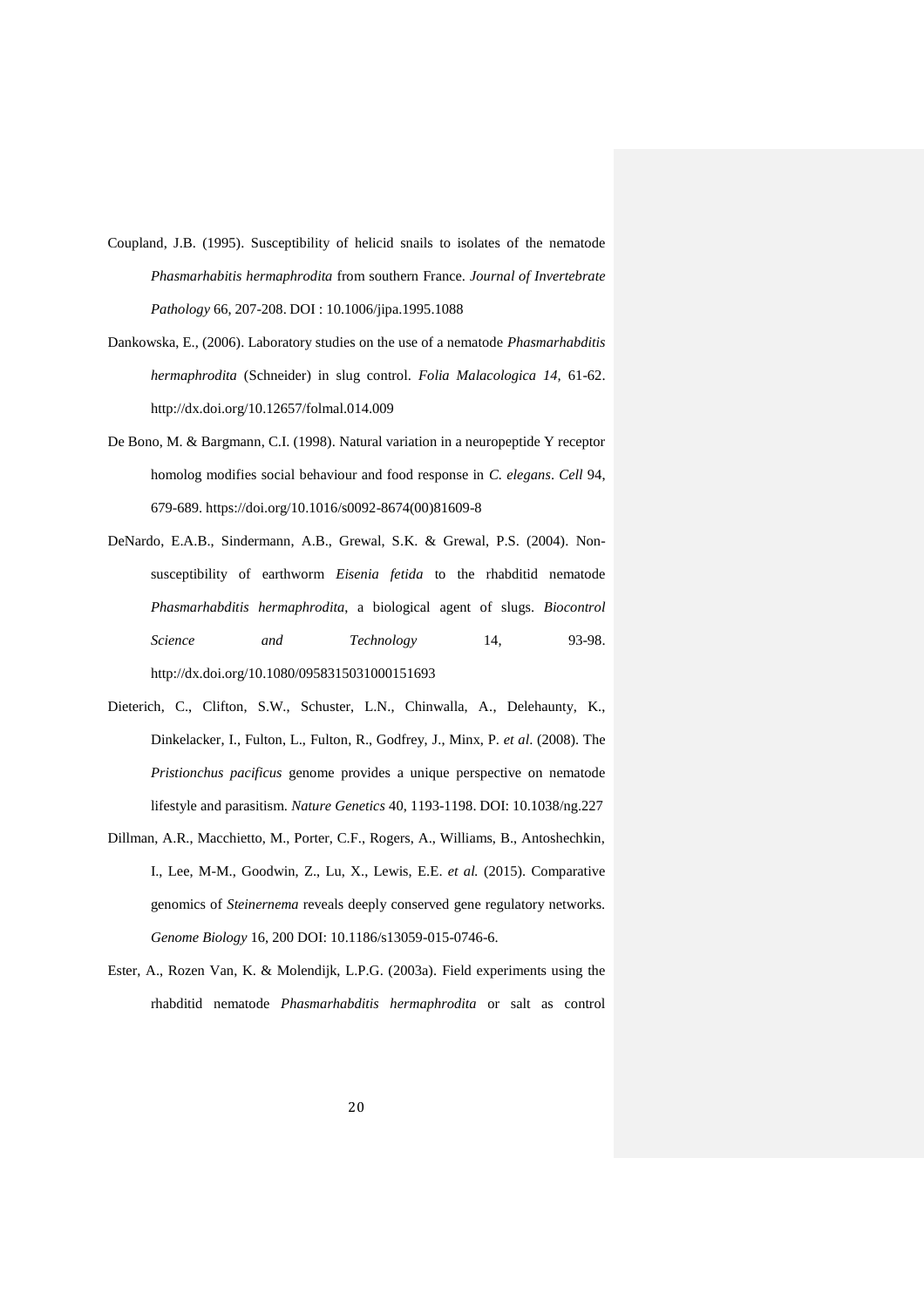Coupland, J.B. (1995). Susceptibility of helicid snails to isolates of the nematode *Phasmarhabitis hermaphrodita* from southern France. *Journal of Invertebrate Pathology* 66, 207-208. DOI : 10.1006/jipa.1995.1088

Dankowska, E., (2006). Laboratory studies on the use of a nematode *Phasmarhabditis hermaphrodita* (Schneider) in slug control. *Folia Malacologica 14,* 61-62. http://dx.doi.org/10.12657/folmal.014.009

De Bono, M. & Bargmann, C.I. (1998). Natural variation in a neuropeptide Y receptor homolog modifies social behaviour and food response in *C. elegans*. *Cell* 94, 679-689. https://doi.org/10.1016/s0092-8674(00)81609-8

DeNardo, E.A.B., Sindermann, A.B., Grewal, S.K. & Grewal, P.S. (2004). Non-susceptibility of earthworm *Eisenia fetida* to the rhabditid nematode *Phasmarhabditis hermaphrodita*, a biological agent of slugs. *Biocontrol Science and Technology* 14, 93-98. http://dx.doi.org/10.1080/0958315031000151693

Dieterich, C., Clifton, S.W., Schuster, L.N., Chinwalla, A., Delehaunty, K., Dinkelacker, I., Fulton, L., Fulton, R., Godfrey, J., Minx, P. *et al*. (2008). The *Pristionchus pacificus* genome provides a unique perspective on nematode lifestyle and parasitism. *Nature Genetics* 40, 1193-1198. DOI: 10.1038/ng.227

Dillman, A.R., Macchietto, M., Porter, C.F., Rogers, A., Williams, B., Antoshechkin, I., Lee, M-M., Goodwin, Z., Lu, X., Lewis, E.E. *et al.* (2015). Comparative genomics of *Steinernema* reveals deeply conserved gene regulatory networks. *Genome Biology* 16, 200 DOI: 10.1186/s13059-015-0746-6.

Ester, A., Rozen Van, K. & Molendijk, L.P.G. (2003a). Field experiments using the rhabditid nematode *Phasmarhabditis hermaphrodita* or salt as control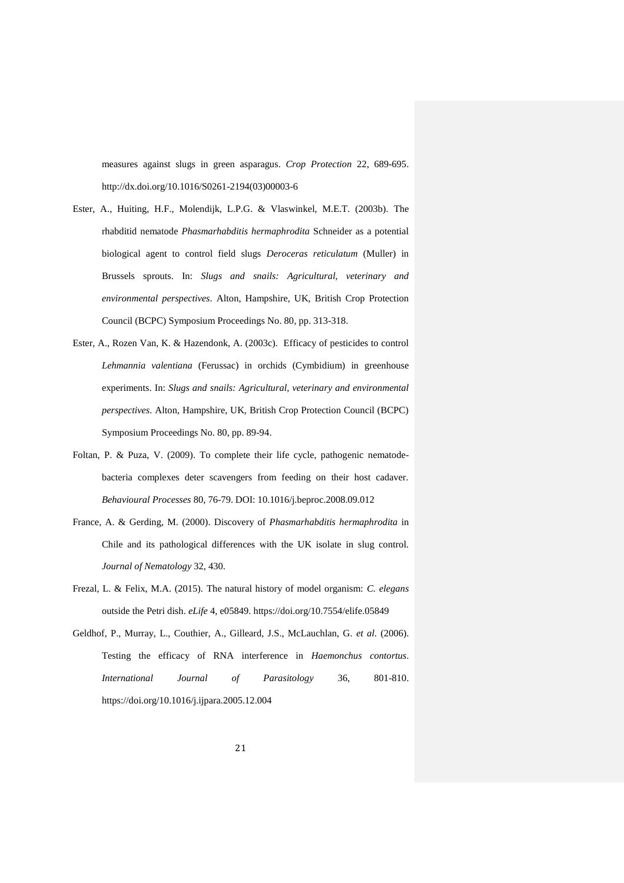measures against slugs in green asparagus. *Crop Protection* 22, 689-695. http://dx.doi.org/10.1016/S0261-2194(03)00003-6

Ester, A., Huiting, H.F., Molendijk, L.P.G. & Vlaswinkel, M.E.T. (2003b). The rhabditid nematode *Phasmarhabditis hermaphrodita* Schneider as a potential biological agent to control field slugs *Deroceras reticulatum* (Muller) in Brussels sprouts. In: *Slugs and snails: Agricultural, veterinary and environmental perspectives*. Alton, Hampshire, UK, British Crop Protection Council (BCPC) Symposium Proceedings No. 80, pp. 313-318.

Ester, A., Rozen Van, K. & Hazendonk, A. (2003c). Efficacy of pesticides to control *Lehmannia valentiana* (Ferussac) in orchids (Cymbidium) in greenhouse experiments. In: *Slugs and snails: Agricultural, veterinary and environmental perspectives*. Alton, Hampshire, UK, British Crop Protection Council (BCPC) Symposium Proceedings No. 80, pp. 89-94.

Foltan, P. & Puza, V. (2009). To complete their life cycle, pathogenic nematode-bacteria complexes deter scavengers from feeding on their host cadaver. *Behavioural Processes* 80, 76-79. DOI: 10.1016/j.beproc.2008.09.012

France, A. & Gerding, M. (2000). Discovery of *Phasmarhabditis hermaphrodita* in Chile and its pathological differences with the UK isolate in slug control. *Journal of Nematology* 32, 430.

Frezal, L. & Felix, M.A. (2015). The natural history of model organism: *C. elegans* outside the Petri dish. *eLife* 4, e05849. https://doi.org/10.7554/elife.05849

Geldhof, P., Murray, L., Couthier, A., Gilleard, J.S., McLauchlan, G. *et al*. (2006). Testing the efficacy of RNA interference in *Haemonchus contortus*. *International Journal of Parasitology* 36, 801-810. https://doi.org/10.1016/j.ijpara.2005.12.004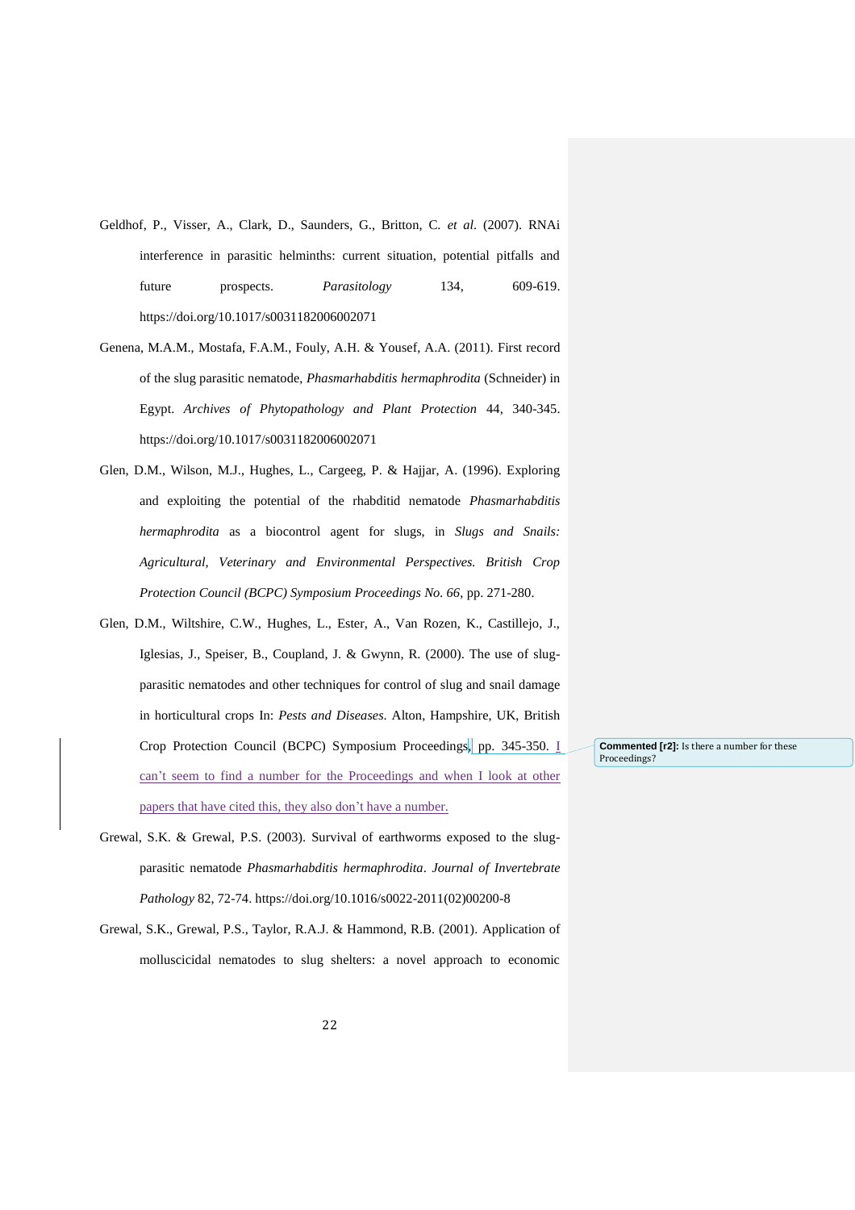Geldhof, P., Visser, A., Clark, D., Saunders, G., Britton, C. *et al*. (2007). RNAi interference in parasitic helminths: current situation, potential pitfalls and future prospects. *Parasitology* 134, 609-619. https://doi.org/10.1017/s0031182006002071

Genena, M.A.M., Mostafa, F.A.M., Fouly, A.H. & Yousef, A.A. (2011). First record of the slug parasitic nematode, *Phasmarhabditis hermaphrodita* (Schneider) in Egypt. *Archives of Phytopathology and Plant Protection* 44, 340-345. https://doi.org/10.1017/s0031182006002071

Glen, D.M., Wilson, M.J., Hughes, L., Cargeeg, P. & Hajjar, A. (1996). Exploring and exploiting the potential of the rhabditid nematode *Phasmarhabditis hermaphrodita* as a biocontrol agent for slugs, in *Slugs and Snails: Agricultural, Veterinary and Environmental Perspectives. British Crop Protection Council (BCPC) Symposium Proceedings No. 66*, pp. 271-280.

Glen, D.M., Wiltshire, C.W., Hughes, L., Ester, A., Van Rozen, K., Castillejo, J., Iglesias, J., Speiser, B., Coupland, J. & Gwynn, R. (2000). The use of slug-parasitic nematodes and other techniques for control of slug and snail damage in horticultural crops In: *Pests and Diseases*. Alton, Hampshire, UK, British Crop Protection Council (BCPC) Symposium Proceedings, pp. 345-350. I can't seem to find a number for the Proceedings and when I look at other papers that have cited this, they also don't have a number.

**Commented [r2]:** Is there a number for these Proceedings?

Grewal, S.K. & Grewal, P.S. (2003). Survival of earthworms exposed to the slug-parasitic nematode *Phasmarhabditis hermaphrodita*. *Journal of Invertebrate Pathology* 82, 72-74. https://doi.org/10.1016/s0022-2011(02)00200-8

Grewal, S.K., Grewal, P.S., Taylor, R.A.J. & Hammond, R.B. (2001). Application of molluscicidal nematodes to slug shelters: a novel approach to economic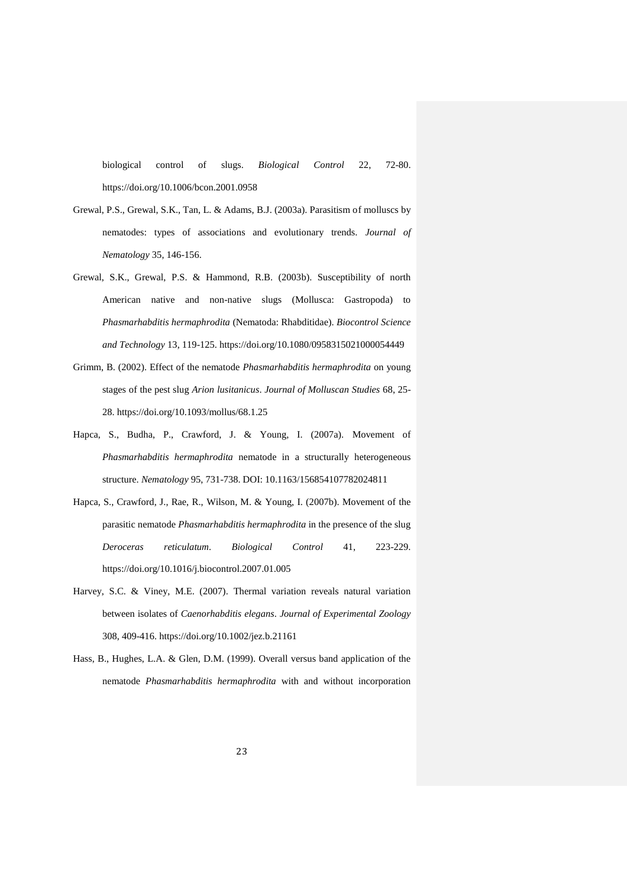biological control of slugs. *Biological Control* 22, 72-80. https://doi.org/10.1006/bcon.2001.0958

Grewal, P.S., Grewal, S.K., Tan, L. & Adams, B.J. (2003a). Parasitism of molluscs by nematodes: types of associations and evolutionary trends. *Journal of Nematology* 35, 146-156.

Grewal, S.K., Grewal, P.S. & Hammond, R.B. (2003b). Susceptibility of north American native and non-native slugs (Mollusca: Gastropoda) to *Phasmarhabditis hermaphrodita* (Nematoda: Rhabditidae). *Biocontrol Science and Technology* 13, 119-125. https://doi.org/10.1080/0958315021000054449

Grimm, B. (2002). Effect of the nematode *Phasmarhabditis hermaphrodita* on young stages of the pest slug *Arion lusitanicus*. *Journal of Molluscan Studies* 68, 25-28. https://doi.org/10.1093/mollus/68.1.25

Hapca, S., Budha, P., Crawford, J. & Young, I. (2007a). Movement of *Phasmarhabditis hermaphrodita* nematode in a structurally heterogeneous structure. *Nematology* 95, 731-738. DOI: 10.1163/156854107782024811

Hapca, S., Crawford, J., Rae, R., Wilson, M. & Young, I. (2007b). Movement of the parasitic nematode *Phasmarhabditis hermaphrodita* in the presence of the slug *Deroceras reticulatum*. *Biological Control* 41, 223-229. https://doi.org/10.1016/j.biocontrol.2007.01.005

Harvey, S.C. & Viney, M.E. (2007). Thermal variation reveals natural variation between isolates of *Caenorhabditis elegans*. *Journal of Experimental Zoology* 308, 409-416. https://doi.org/10.1002/jez.b.21161

Hass, B., Hughes, L.A. & Glen, D.M. (1999). Overall versus band application of the nematode *Phasmarhabditis hermaphrodita* with and without incorporation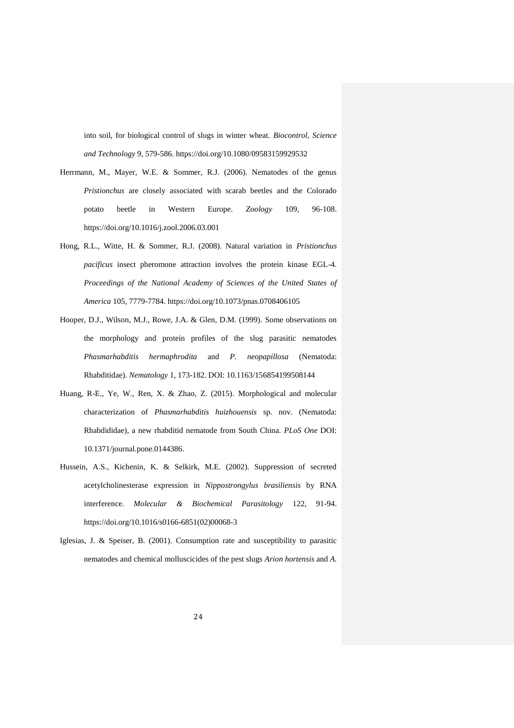into soil, for biological control of slugs in winter wheat. *Biocontrol, Science and Technology* 9, 579-586. https://doi.org/10.1080/09583159929532

Herrmann, M., Mayer, W.E. & Sommer, R.J. (2006). Nematodes of the genus *Pristionchus* are closely associated with scarab beetles and the Colorado potato beetle in Western Europe. *Zoology* 109, 96-108. https://doi.org/10.1016/j.zool.2006.03.001

Hong, R.L., Witte, H. & Sommer, R.J. (2008). Natural variation in *Pristionchus pacificus* insect pheromone attraction involves the protein kinase EGL-4. *Proceedings of the National Academy of Sciences of the United States of America* 105, 7779-7784. https://doi.org/10.1073/pnas.0708406105

Hooper, D.J., Wilson, M.J., Rowe, J.A. & Glen, D.M. (1999). Some observations on the morphology and protein profiles of the slug parasitic nematodes *Phasmarhabditis hermaphrodita* and *P. neopapillosa* (Nematoda: Rhabditidae). *Nematology* 1, 173-182. DOI: 10.1163/156854199508144

Huang, R-E., Ye, W., Ren, X. & Zhao, Z. (2015). Morphological and molecular characterization of *Phasmarhabditis huizhouensis* sp. nov. (Nematoda: Rhabdididae), a new rhabditid nematode from South China. *PLoS One* DOI: 10.1371/journal.pone.0144386.

Hussein, A.S., Kichenin, K. & Selkirk, M.E. (2002). Suppression of secreted acetylcholinesterase expression in *Nippostrongylus brasiliensis* by RNA interference. *Molecular & Biochemical Parasitology* 122, 91-94. https://doi.org/10.1016/s0166-6851(02)00068-3

Iglesias, J. & Speiser, B. (2001). Consumption rate and susceptibility to parasitic nematodes and chemical molluscicides of the pest slugs *Arion hortensis* and *A.*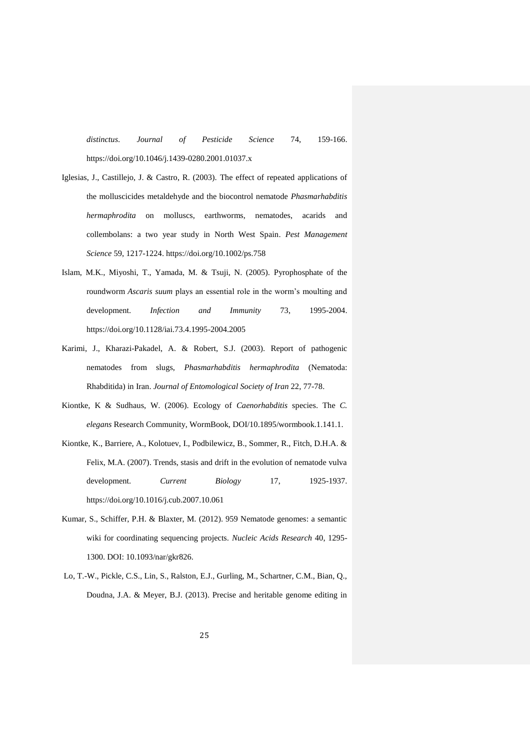*distinctus*. *Journal of Pesticide Science* 74, 159-166. https://doi.org/10.1046/j.1439-0280.2001.01037.x

Iglesias, J., Castillejo, J. & Castro, R. (2003). The effect of repeated applications of the molluscicides metaldehyde and the biocontrol nematode *Phasmarhabditis hermaphrodita* on molluscs, earthworms, nematodes, acarids and collembolans: a two year study in North West Spain. *Pest Management Science* 59, 1217-1224. https://doi.org/10.1002/ps.758

Islam, M.K., Miyoshi, T., Yamada, M. & Tsuji, N. (2005). Pyrophosphate of the roundworm *Ascaris suum* plays an essential role in the worm's moulting and development. *Infection and Immunity* 73, 1995-2004. https://doi.org/10.1128/iai.73.4.1995-2004.2005

Karimi, J., Kharazi-Pakadel, A. & Robert, S.J. (2003). Report of pathogenic nematodes from slugs, *Phasmarhabditis hermaphrodita* (Nematoda: Rhabditida) in Iran. *Journal of Entomological Society of Iran* 22, 77-78.

Kiontke, K & Sudhaus, W. (2006). Ecology of *Caenorhabditis* species. The *C. elegans* Research Community, WormBook, DOI/10.1895/wormbook.1.141.1.

Kiontke, K., Barriere, A., Kolotuev, I., Podbilewicz, B., Sommer, R., Fitch, D.H.A. & Felix, M.A. (2007). Trends, stasis and drift in the evolution of nematode vulva development. *Current Biology* 17, 1925-1937. https://doi.org/10.1016/j.cub.2007.10.061

Kumar, S., Schiffer, P.H. & Blaxter, M. (2012). 959 Nematode genomes: a semantic wiki for coordinating sequencing projects. *Nucleic Acids Research* 40, 1295-1300. DOI: 10.1093/nar/gkr826.

Lo, T.-W., Pickle, C.S., Lin, S., Ralston, E.J., Gurling, M., Schartner, C.M., Bian, Q., Doudna, J.A. & Meyer, B.J. (2013). Precise and heritable genome editing in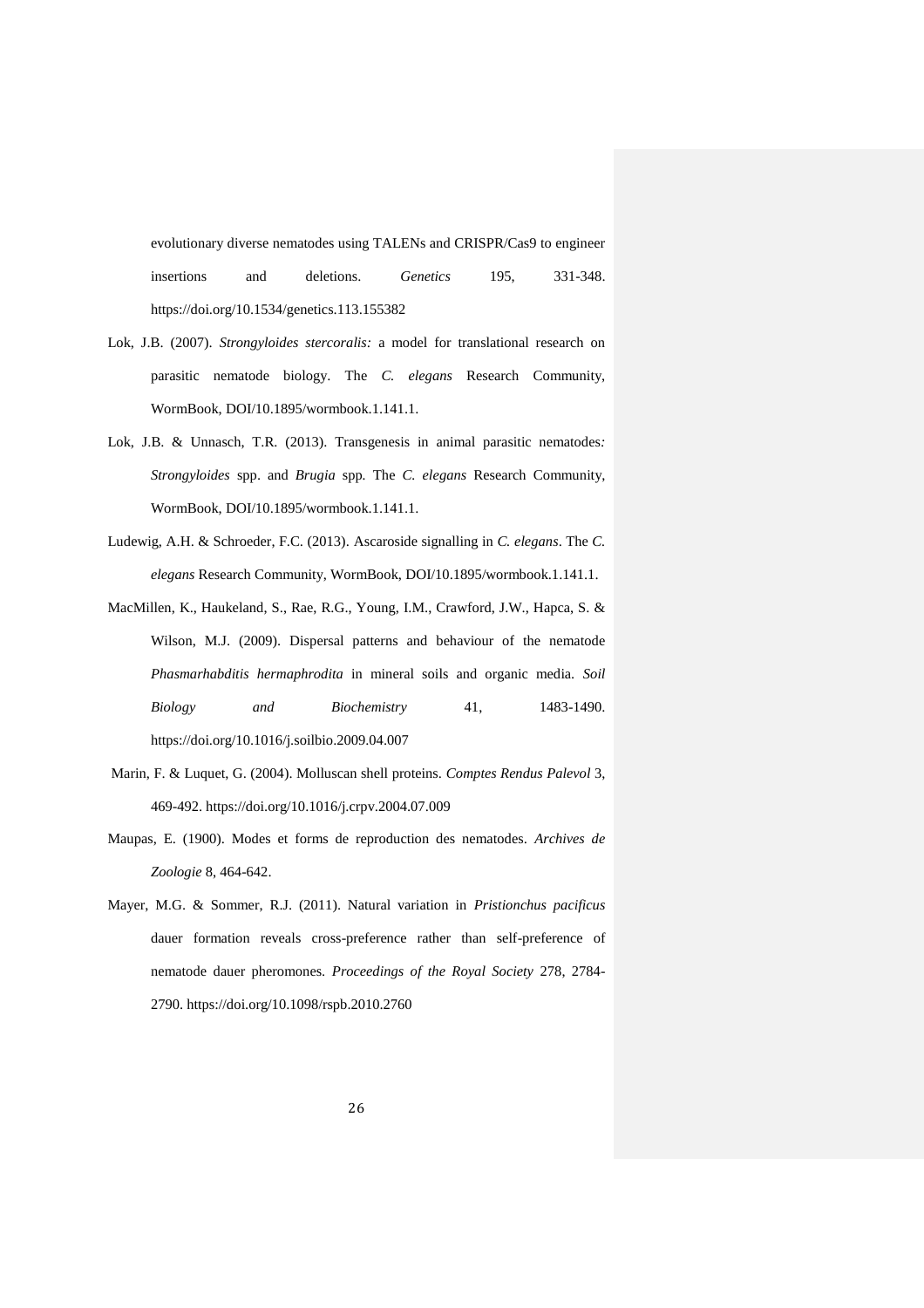evolutionary diverse nematodes using TALENs and CRISPR/Cas9 to engineer insertions and deletions. *Genetics* 195, 331-348. https://doi.org/10.1534/genetics.113.155382

Lok, J.B. (2007). *Strongyloides stercoralis:* a model for translational research on parasitic nematode biology. The *C. elegans* Research Community, WormBook, DOI/10.1895/wormbook.1.141.1.

Lok, J.B. & Unnasch, T.R. (2013). Transgenesis in animal parasitic nematodes*:* *Strongyloides* spp. and *Brugia* spp*.* The *C. elegans* Research Community, WormBook, DOI/10.1895/wormbook.1.141.1.

Ludewig, A.H. & Schroeder, F.C. (2013). Ascaroside signalling in *C. elegans*. The *C. elegans* Research Community, WormBook, DOI/10.1895/wormbook.1.141.1.

MacMillen, K., Haukeland, S., Rae, R.G., Young, I.M., Crawford, J.W., Hapca, S. & Wilson, M.J. (2009). Dispersal patterns and behaviour of the nematode *Phasmarhabditis hermaphrodita* in mineral soils and organic media. *Soil Biology and Biochemistry* 41, 1483-1490. https://doi.org/10.1016/j.soilbio.2009.04.007

Marin, F. & Luquet, G. (2004). Molluscan shell proteins. *Comptes Rendus Palevol* 3, 469-492. https://doi.org/10.1016/j.crpv.2004.07.009

Maupas, E. (1900). Modes et forms de reproduction des nematodes. *Archives de Zoologie* 8, 464-642.

Mayer, M.G. & Sommer, R.J. (2011). Natural variation in *Pristionchus pacificus* dauer formation reveals cross-preference rather than self-preference of nematode dauer pheromones. *Proceedings of the Royal Society* 278, 2784-2790. https://doi.org/10.1098/rspb.2010.2760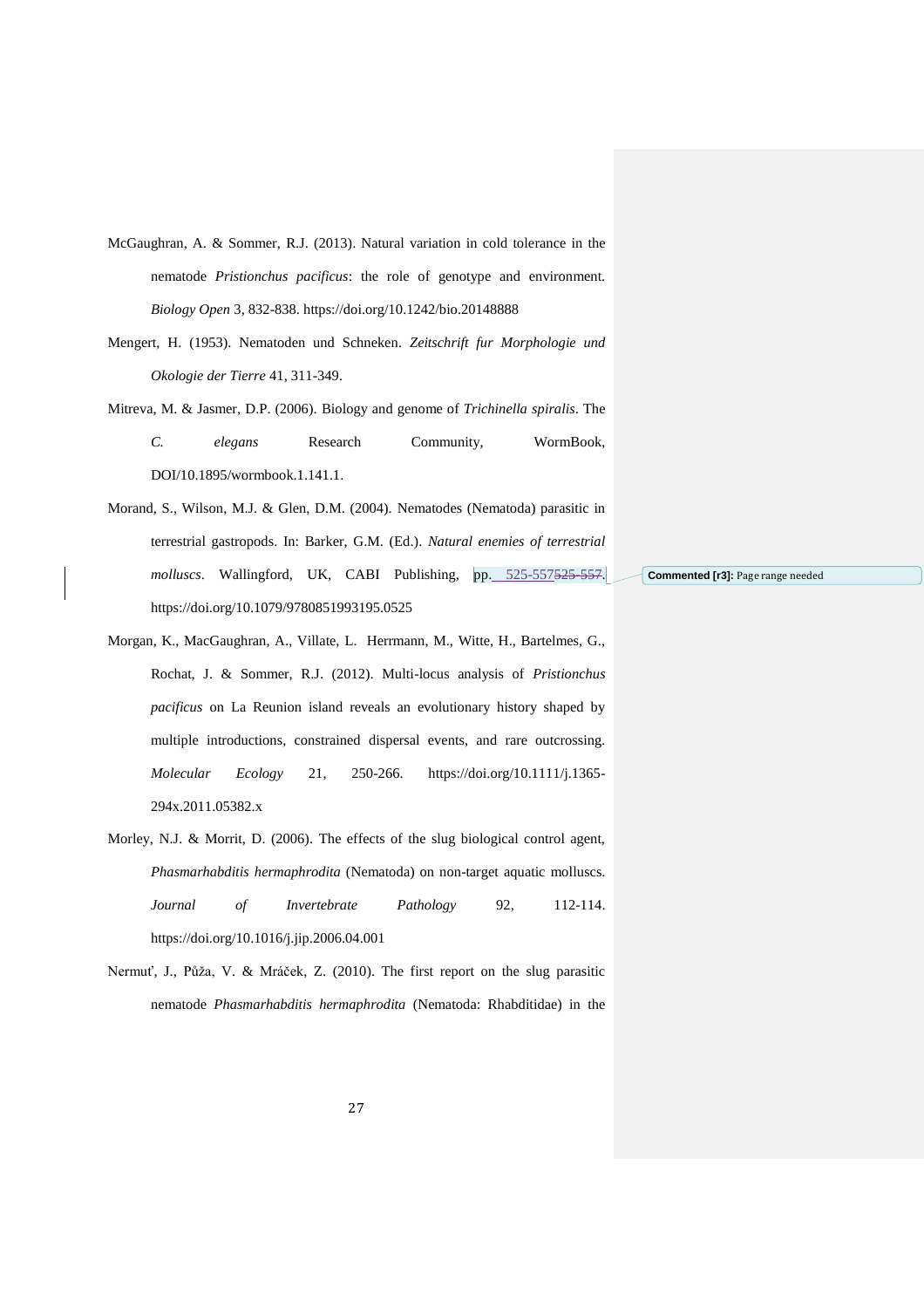McGaughran, A. & Sommer, R.J. (2013). Natural variation in cold tolerance in the nematode *Pristionchus pacificus*: the role of genotype and environment. *Biology Open* 3, 832-838. https://doi.org/10.1242/bio.20148888

Mengert, H. (1953). Nematoden und Schneken. *Zeitschrift fur Morphologie und Okologie der Tierre* 41, 311-349.

Mitreva, M. & Jasmer, D.P. (2006). Biology and genome of *Trichinella spiralis*. The *C. elegans* Research Community, WormBook, DOI/10.1895/wormbook.1.141.1.

Morand, S., Wilson, M.J. & Glen, D.M. (2004). Nematodes (Nematoda) parasitic in terrestrial gastropods. In: Barker, G.M. (Ed.). *Natural enemies of terrestrial molluscs*. Wallingford, UK, CABI Publishing, pp. 525-557. https://doi.org/10.1079/9780851993195.0525

Morgan, K., MacGaughran, A., Villate, L. Herrmann, M., Witte, H., Bartelmes, G., Rochat, J. & Sommer, R.J. (2012). Multi-locus analysis of *Pristionchus pacificus* on La Reunion island reveals an evolutionary history shaped by multiple introductions, constrained dispersal events, and rare outcrossing. *Molecular Ecology* 21, 250-266. https://doi.org/10.1111/j.1365-294x.2011.05382.x

Morley, N.J. & Morrit, D. (2006). The effects of the slug biological control agent, *Phasmarhabditis hermaphrodita* (Nematoda) on non-target aquatic molluscs. *Journal of Invertebrate Pathology* 92, 112-114. https://doi.org/10.1016/j.jip.2006.04.001

Nermuť, J., Půža, V. & Mráček, Z. (2010). The first report on the slug parasitic nematode *Phasmarhabditis hermaphrodita* (Nematoda: Rhabditidae) in the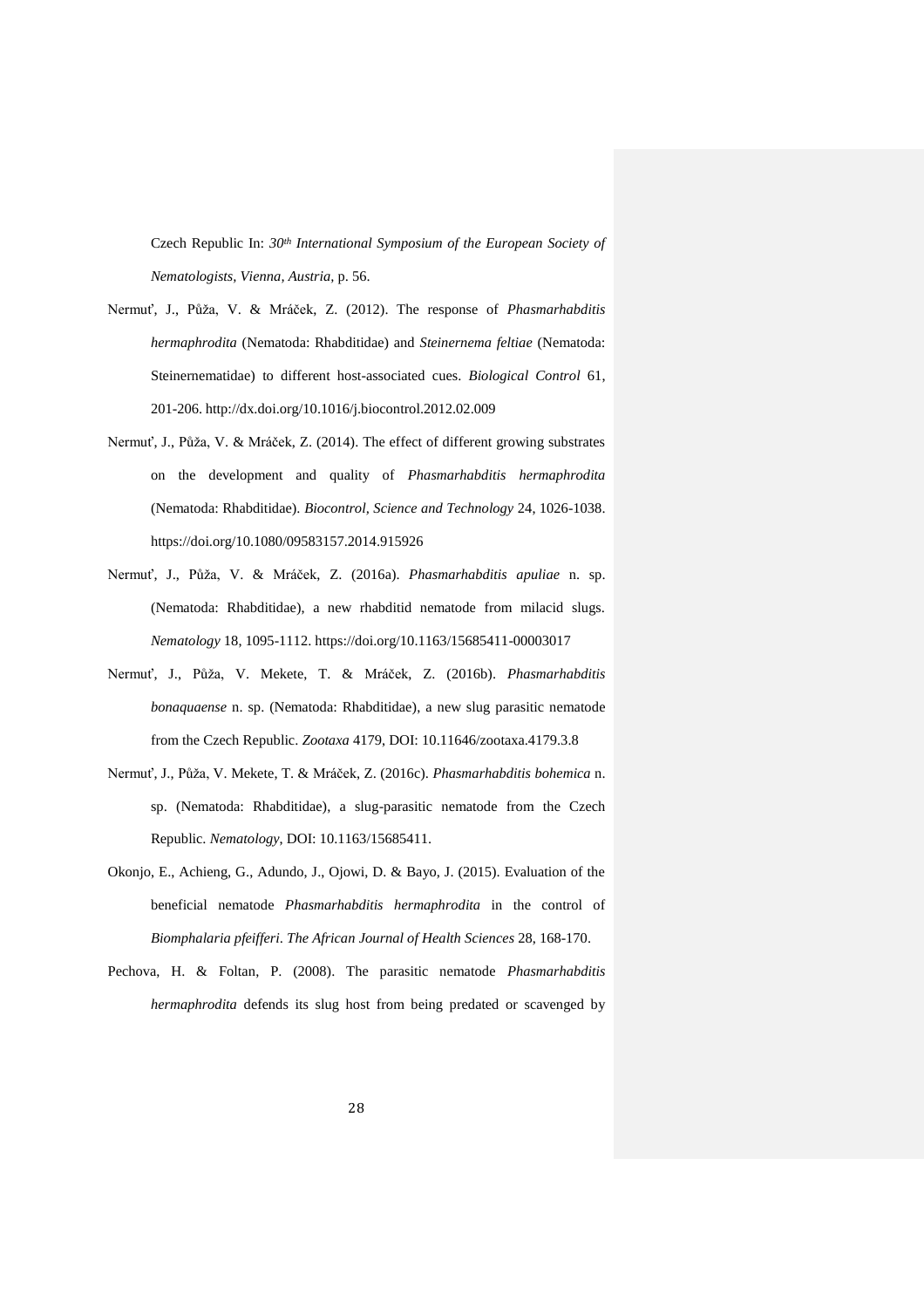Czech Republic In: *30[th] International Symposium of the European Society of Nematologists, Vienna, Austria*, p. 56.

Nermuť, J., Půža, V. & Mráček, Z. (2012). The response of *Phasmarhabditis hermaphrodita* (Nematoda: Rhabditidae) and *Steinernema feltiae* (Nematoda: Steinernematidae) to different host-associated cues. *Biological Control* 61, 201-206. http://dx.doi.org/10.1016/j.biocontrol.2012.02.009

Nermuť, J., Půža, V. & Mráček, Z. (2014). The effect of different growing substrates on the development and quality of *Phasmarhabditis hermaphrodita* (Nematoda: Rhabditidae). *Biocontrol, Science and Technology* 24, 1026-1038. https://doi.org/10.1080/09583157.2014.915926

Nermuť, J., Půža, V. & Mráček, Z. (2016a). *Phasmarhabditis apuliae* n. sp. (Nematoda: Rhabditidae), a new rhabditid nematode from milacid slugs. *Nematology* 18, 1095-1112. https://doi.org/10.1163/15685411-00003017

Nermuť, J., Půža, V. Mekete, T. & Mráček, Z. (2016b). *Phasmarhabditis bonaquaense* n. sp. (Nematoda: Rhabditidae), a new slug parasitic nematode from the Czech Republic. *Zootaxa* 4179, DOI: 10.11646/zootaxa.4179.3.8

Nermuť, J., Půža, V. Mekete, T. & Mráček, Z. (2016c). *Phasmarhabditis bohemica* n. sp. (Nematoda: Rhabditidae), a slug-parasitic nematode from the Czech Republic. *Nematology*, DOI: 10.1163/15685411.

Okonjo, E., Achieng, G., Adundo, J., Ojowi, D. & Bayo, J. (2015). Evaluation of the beneficial nematode *Phasmarhabditis hermaphrodita* in the control of *Biomphalaria pfeifferi*. *The African Journal of Health Sciences* 28, 168-170.

Pechova, H. & Foltan, P. (2008). The parasitic nematode *Phasmarhabditis hermaphrodita* defends its slug host from being predated or scavenged by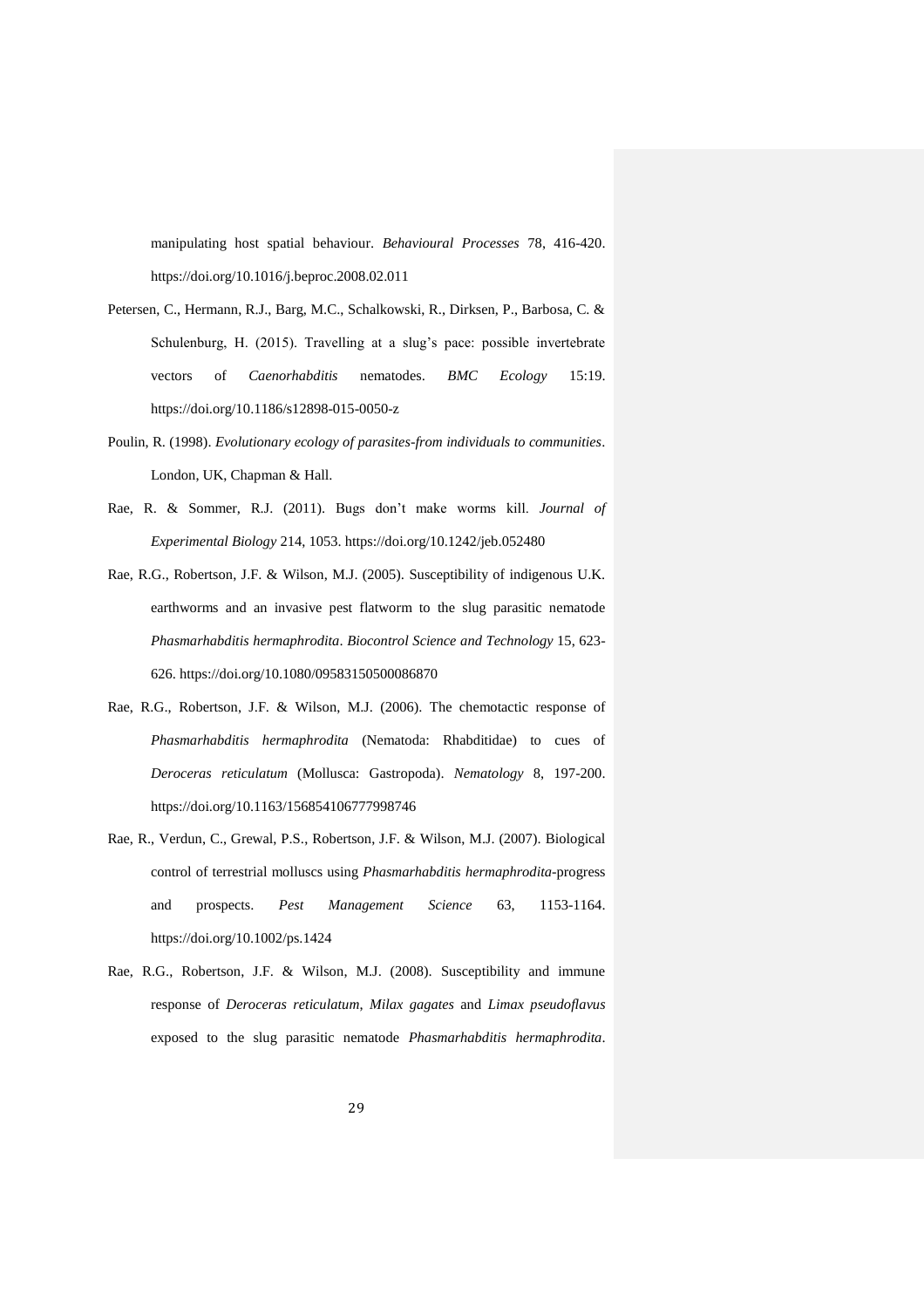manipulating host spatial behaviour. *Behavioural Processes* 78, 416-420. https://doi.org/10.1016/j.beproc.2008.02.011

Petersen, C., Hermann, R.J., Barg, M.C., Schalkowski, R., Dirksen, P., Barbosa, C. & Schulenburg, H. (2015). Travelling at a slug's pace: possible invertebrate vectors of *Caenorhabditis* nematodes. *BMC Ecology* 15:19. https://doi.org/10.1186/s12898-015-0050-z

Poulin, R. (1998). *Evolutionary ecology of parasites-from individuals to communities*. London, UK, Chapman & Hall.

Rae, R. & Sommer, R.J. (2011). Bugs don't make worms kill. *Journal of Experimental Biology* 214, 1053. https://doi.org/10.1242/jeb.052480

Rae, R.G., Robertson, J.F. & Wilson, M.J. (2005). Susceptibility of indigenous U.K. earthworms and an invasive pest flatworm to the slug parasitic nematode *Phasmarhabditis hermaphrodita*. *Biocontrol Science and Technology* 15, 623-626. https://doi.org/10.1080/09583150500086870

Rae, R.G., Robertson, J.F. & Wilson, M.J. (2006). The chemotactic response of *Phasmarhabditis hermaphrodita* (Nematoda: Rhabditidae) to cues of *Deroceras reticulatum* (Mollusca: Gastropoda). *Nematology* 8, 197-200. https://doi.org/10.1163/156854106777998746

Rae, R., Verdun, C., Grewal, P.S., Robertson, J.F. & Wilson, M.J. (2007). Biological control of terrestrial molluscs using *Phasmarhabditis hermaphrodita*-progress and prospects. *Pest Management Science* 63, 1153-1164. https://doi.org/10.1002/ps.1424

Rae, R.G., Robertson, J.F. & Wilson, M.J. (2008). Susceptibility and immune response of *Deroceras reticulatum*, *Milax gagates* and *Limax pseudoflavus* exposed to the slug parasitic nematode *Phasmarhabditis hermaphrodita*.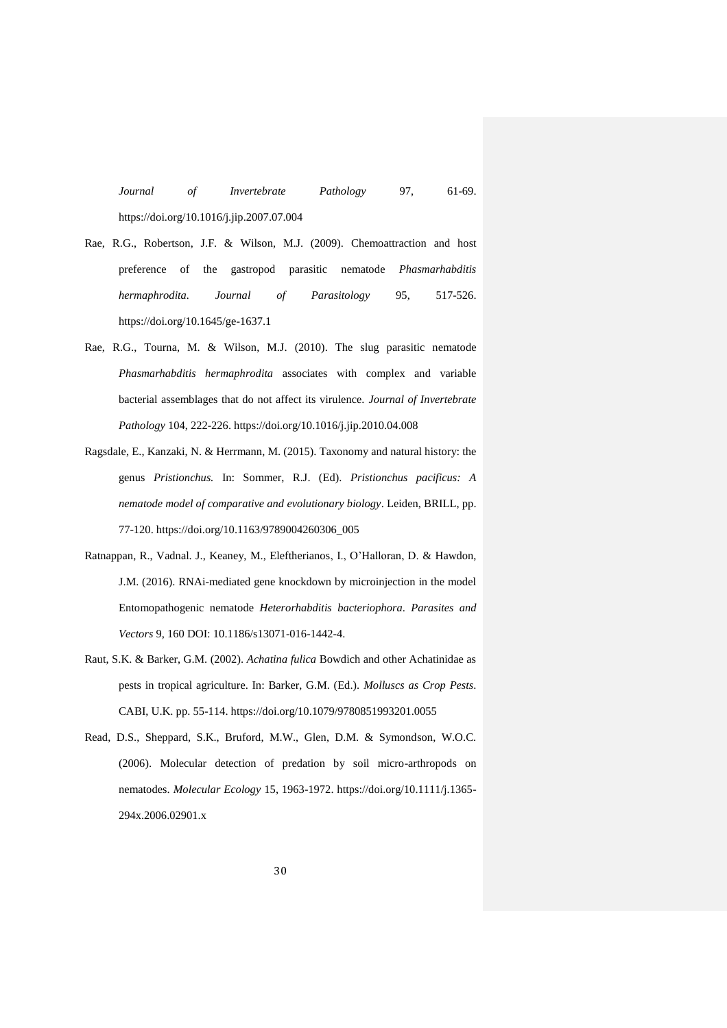*Journal of Invertebrate Pathology* 97, 61-69. https://doi.org/10.1016/j.jip.2007.07.004

Rae, R.G., Robertson, J.F. & Wilson, M.J. (2009). Chemoattraction and host preference of the gastropod parasitic nematode *Phasmarhabditis hermaphrodita*. *Journal of Parasitology* 95, 517-526. https://doi.org/10.1645/ge-1637.1

Rae, R.G., Tourna, M. & Wilson, M.J. (2010). The slug parasitic nematode *Phasmarhabditis hermaphrodita* associates with complex and variable bacterial assemblages that do not affect its virulence. *Journal of Invertebrate Pathology* 104, 222-226. https://doi.org/10.1016/j.jip.2010.04.008

Ragsdale, E., Kanzaki, N. & Herrmann, M. (2015). Taxonomy and natural history: the genus *Pristionchus.* In: Sommer, R.J. (Ed). *Pristionchus pacificus: A nematode model of comparative and evolutionary biology*. Leiden, BRILL, pp. 77-120. https://doi.org/10.1163/9789004260306_005

Ratnappan, R., Vadnal. J., Keaney, M., Eleftherianos, I., O'Halloran, D. & Hawdon, J.M. (2016). RNAi-mediated gene knockdown by microinjection in the model Entomopathogenic nematode *Heterorhabditis bacteriophora*. *Parasites and Vectors* 9, 160 DOI: 10.1186/s13071-016-1442-4.

Raut, S.K. & Barker, G.M. (2002). *Achatina fulica* Bowdich and other Achatinidae as pests in tropical agriculture. In: Barker, G.M. (Ed.). *Molluscs as Crop Pests*. CABI, U.K. pp. 55-114. https://doi.org/10.1079/9780851993201.0055

Read, D.S., Sheppard, S.K., Bruford, M.W., Glen, D.M. & Symondson, W.O.C. (2006). Molecular detection of predation by soil micro-arthropods on nematodes. *Molecular Ecology* 15, 1963-1972. https://doi.org/10.1111/j.1365-294x.2006.02901.x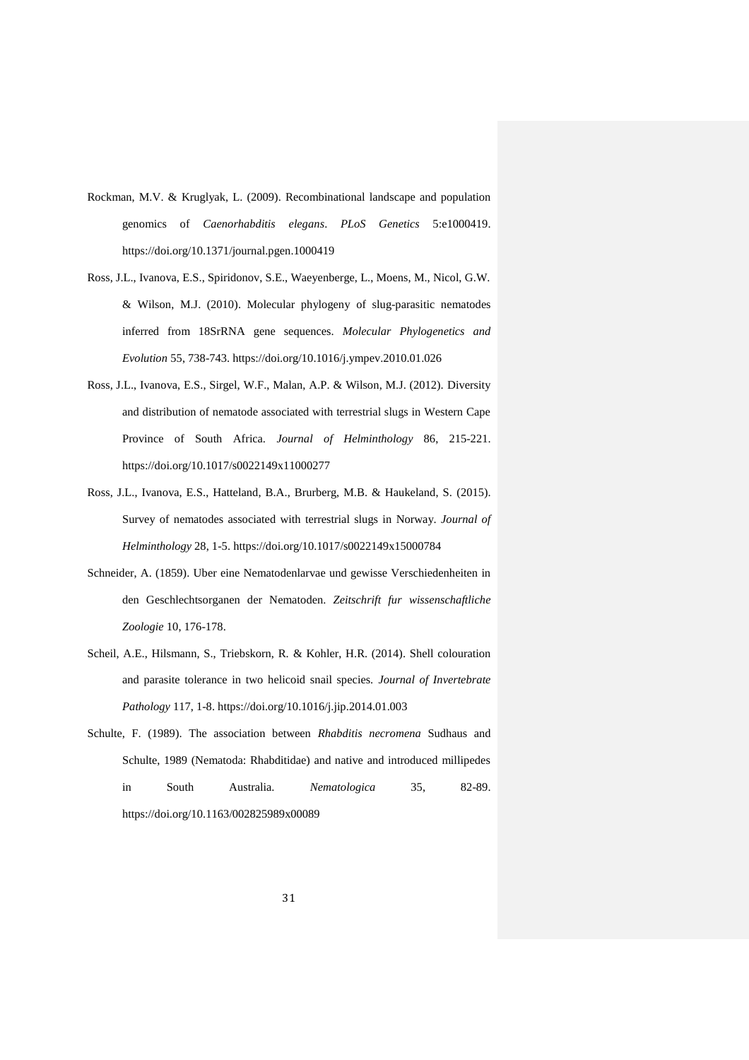Rockman, M.V. & Kruglyak, L. (2009). Recombinational landscape and population genomics of *Caenorhabditis elegans*. *PLoS Genetics* 5:e1000419. https://doi.org/10.1371/journal.pgen.1000419

Ross, J.L., Ivanova, E.S., Spiridonov, S.E., Waeyenberge, L., Moens, M., Nicol, G.W. & Wilson, M.J. (2010). Molecular phylogeny of slug-parasitic nematodes inferred from 18SrRNA gene sequences. *Molecular Phylogenetics and Evolution* 55, 738-743. https://doi.org/10.1016/j.ympev.2010.01.026

Ross, J.L., Ivanova, E.S., Sirgel, W.F., Malan, A.P. & Wilson, M.J. (2012). Diversity and distribution of nematode associated with terrestrial slugs in Western Cape Province of South Africa. *Journal of Helminthology* 86, 215-221. https://doi.org/10.1017/s0022149x11000277

Ross, J.L., Ivanova, E.S., Hatteland, B.A., Brurberg, M.B. & Haukeland, S. (2015). Survey of nematodes associated with terrestrial slugs in Norway. *Journal of Helminthology* 28, 1-5. https://doi.org/10.1017/s0022149x15000784

Schneider, A. (1859). Uber eine Nematodenlarvae und gewisse Verschiedenheiten in den Geschlechtsorganen der Nematoden. *Zeitschrift fur wissenschaftliche Zoologie* 10, 176-178.

Scheil, A.E., Hilsmann, S., Triebskorn, R. & Kohler, H.R. (2014). Shell colouration and parasite tolerance in two helicoid snail species. *Journal of Invertebrate Pathology* 117, 1-8. https://doi.org/10.1016/j.jip.2014.01.003

Schulte, F. (1989). The association between *Rhabditis necromena* Sudhaus and Schulte, 1989 (Nematoda: Rhabditidae) and native and introduced millipedes in South Australia. *Nematologica* 35, 82-89. https://doi.org/10.1163/002825989x00089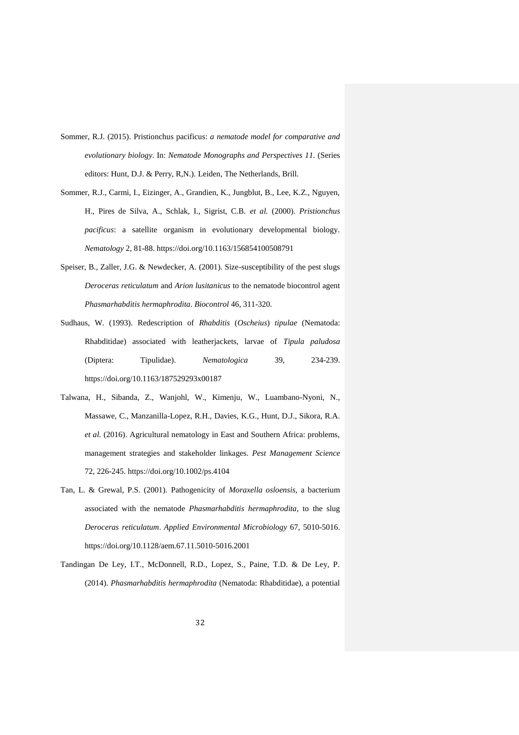Sommer, R.J. (2015). Pristionchus pacificus: *a nematode model for comparative and evolutionary biology*. In: *Nematode Monographs and Perspectives 11*. (Series editors: Hunt, D.J. & Perry, R,N.). Leiden, The Netherlands, Brill.

Sommer, R.J., Carmi, I., Eizinger, A., Grandien, K., Jungblut, B., Lee, K.Z., Nguyen, H., Pires de Silva, A., Schlak, I., Sigrist, C.B. *et al.* (2000). *Pristionchus pacificus*: a satellite organism in evolutionary developmental biology. *Nematology* 2, 81-88. https://doi.org/10.1163/156854100508791

Speiser, B., Zaller, J.G. & Newdecker, A. (2001). Size-susceptibility of the pest slugs *Deroceras reticulatum* and *Arion lusitanicus* to the nematode biocontrol agent *Phasmarhabditis hermaphrodita*. *Biocontrol* 46, 311-320.

Sudhaus, W. (1993). Redescription of *Rhabditis* (*Oscheius*) *tipulae* (Nematoda: Rhabditidae) associated with leatherjackets, larvae of *Tipula paludosa* (Diptera: Tipulidae). *Nematologica* 39, 234-239. https://doi.org/10.1163/187529293x00187

Talwana, H., Sibanda, Z., Wanjohl, W., Kimenju, W., Luambano-Nyoni, N., Massawe, C., Manzanilla-Lopez, R.H., Davies, K.G., Hunt, D.J., Sikora, R.A. *et al.* (2016). Agricultural nematology in East and Southern Africa: problems, management strategies and stakeholder linkages. *Pest Management Science* 72, 226-245. https://doi.org/10.1002/ps.4104

Tan, L. & Grewal, P.S. (2001). Pathogenicity of *Moraxella osloensis*, a bacterium associated with the nematode *Phasmarhabditis hermaphrodita*, to the slug *Deroceras reticulatum*. *Applied Environmental Microbiology* 67, 5010-5016. https://doi.org/10.1128/aem.67.11.5010-5016.2001

Tandingan De Ley, I.T., McDonnell, R.D., Lopez, S., Paine, T.D. & De Ley, P. (2014). *Phasmarhabditis hermaphrodita* (Nematoda: Rhabditidae), a potential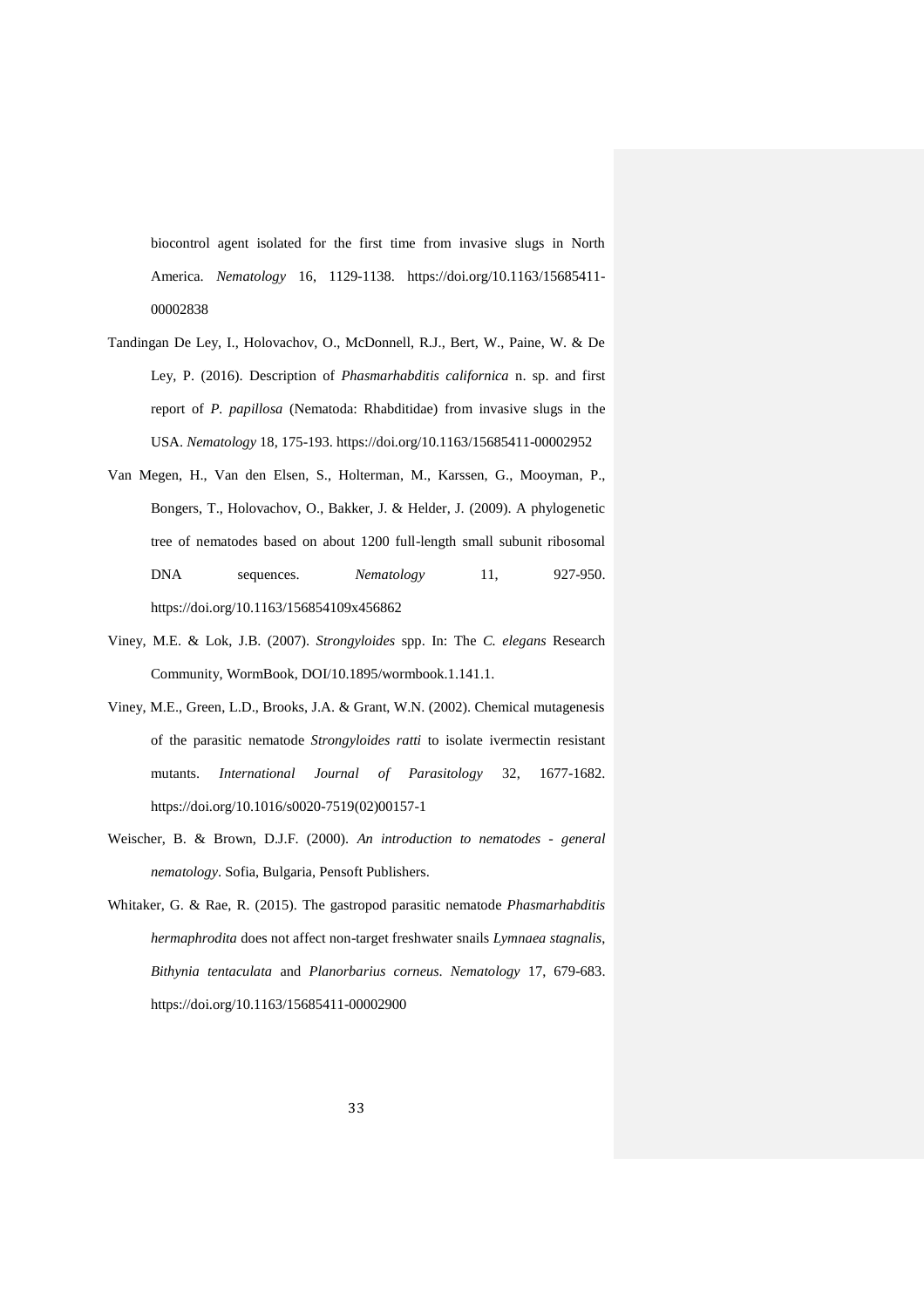biocontrol agent isolated for the first time from invasive slugs in North America. *Nematology* 16, 1129-1138. https://doi.org/10.1163/15685411-00002838

Tandingan De Ley, I., Holovachov, O., McDonnell, R.J., Bert, W., Paine, W. & De Ley, P. (2016). Description of *Phasmarhabditis californica* n. sp. and first report of *P. papillosa* (Nematoda: Rhabditidae) from invasive slugs in the USA. *Nematology* 18, 175-193. https://doi.org/10.1163/15685411-00002952

Van Megen, H., Van den Elsen, S., Holterman, M., Karssen, G., Mooyman, P., Bongers, T., Holovachov, O., Bakker, J. & Helder, J. (2009). A phylogenetic tree of nematodes based on about 1200 full-length small subunit ribosomal DNA sequences. *Nematology* 11, 927-950. https://doi.org/10.1163/156854109x456862

Viney, M.E. & Lok, J.B. (2007). *Strongyloides* spp. In: The *C. elegans* Research Community, WormBook, DOI/10.1895/wormbook.1.141.1.

Viney, M.E., Green, L.D., Brooks, J.A. & Grant, W.N. (2002). Chemical mutagenesis of the parasitic nematode *Strongyloides ratti* to isolate ivermectin resistant mutants. *International Journal of Parasitology* 32, 1677-1682. https://doi.org/10.1016/s0020-7519(02)00157-1

Weischer, B. & Brown, D.J.F. (2000). *An introduction to nematodes - general nematology*. Sofia, Bulgaria, Pensoft Publishers.

Whitaker, G. & Rae, R. (2015). The gastropod parasitic nematode *Phasmarhabditis hermaphrodita* does not affect non-target freshwater snails *Lymnaea stagnalis*, *Bithynia tentaculata* and *Planorbarius corneus*. *Nematology* 17, 679-683. https://doi.org/10.1163/15685411-00002900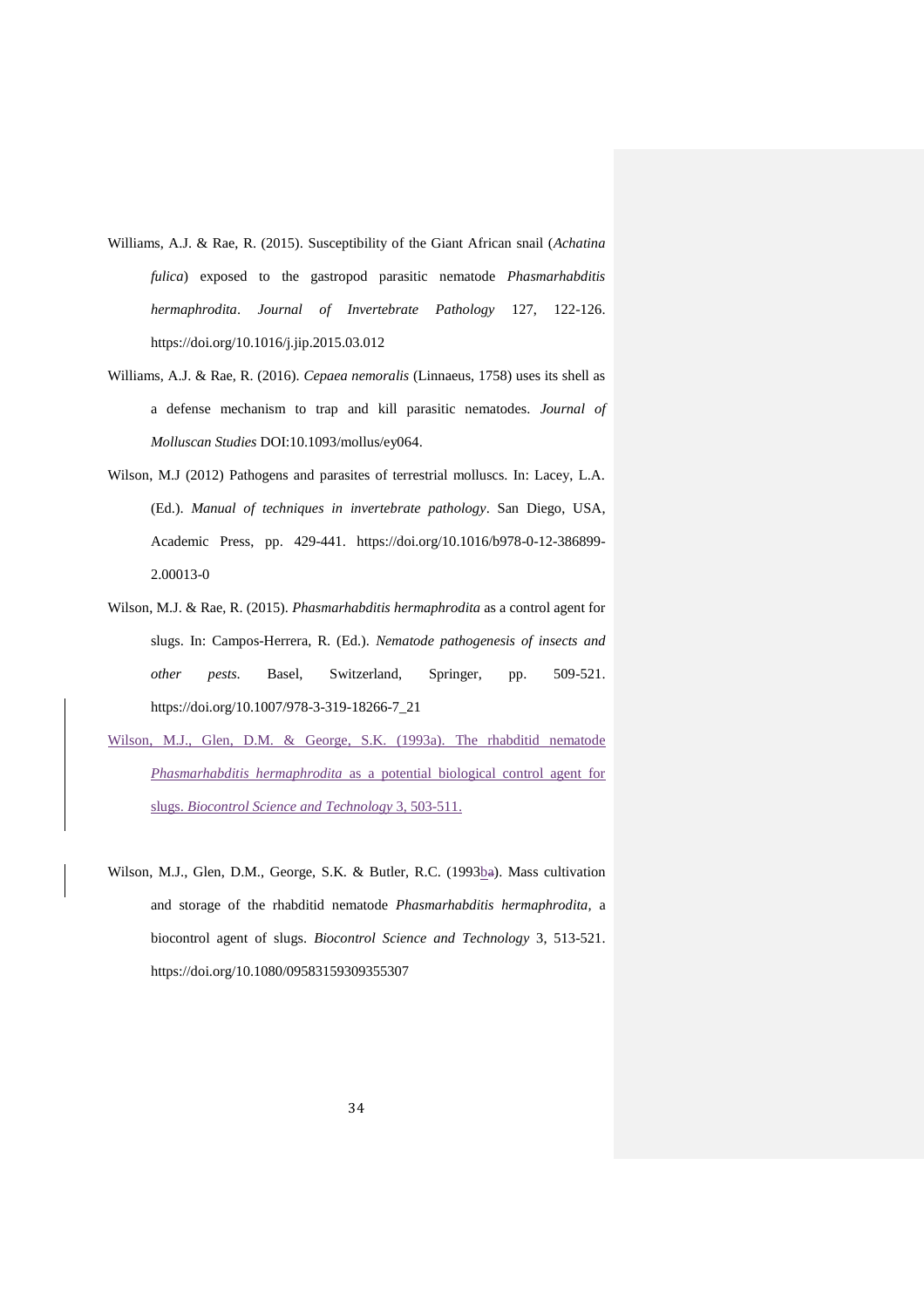Williams, A.J. & Rae, R. (2015). Susceptibility of the Giant African snail (*Achatina fulica*) exposed to the gastropod parasitic nematode *Phasmarhabditis hermaphrodita*. *Journal of Invertebrate Pathology* 127, 122-126. https://doi.org/10.1016/j.jip.2015.03.012

Williams, A.J. & Rae, R. (2016). *Cepaea nemoralis* (Linnaeus, 1758) uses its shell as a defense mechanism to trap and kill parasitic nematodes. *Journal of Molluscan Studies* DOI:10.1093/mollus/ey064.

Wilson, M.J (2012) Pathogens and parasites of terrestrial molluscs. In: Lacey, L.A. (Ed.). *Manual of techniques in invertebrate pathology*. San Diego, USA, Academic Press, pp. 429-441. https://doi.org/10.1016/b978-0-12-386899-2.00013-0

Wilson, M.J. & Rae, R. (2015). *Phasmarhabditis hermaphrodita* as a control agent for slugs. In: Campos-Herrera, R. (Ed.). *Nematode pathogenesis of insects and other pests.* Basel, Switzerland, Springer, pp. 509-521. https://doi.org/10.1007/978-3-319-18266-7_21

Wilson, M.J., Glen, D.M. & George, S.K. (1993a). The rhabditid nematode *Phasmarhabditis hermaphrodita* as a potential biological control agent for slugs. *Biocontrol Science and Technology* 3, 503-511.

Wilson, M.J., Glen, D.M., George, S.K. & Butler, R.C. (1993ba). Mass cultivation and storage of the rhabditid nematode *Phasmarhabditis hermaphrodita,* a biocontrol agent of slugs. *Biocontrol Science and Technology* 3, 513-521. https://doi.org/10.1080/09583159309355307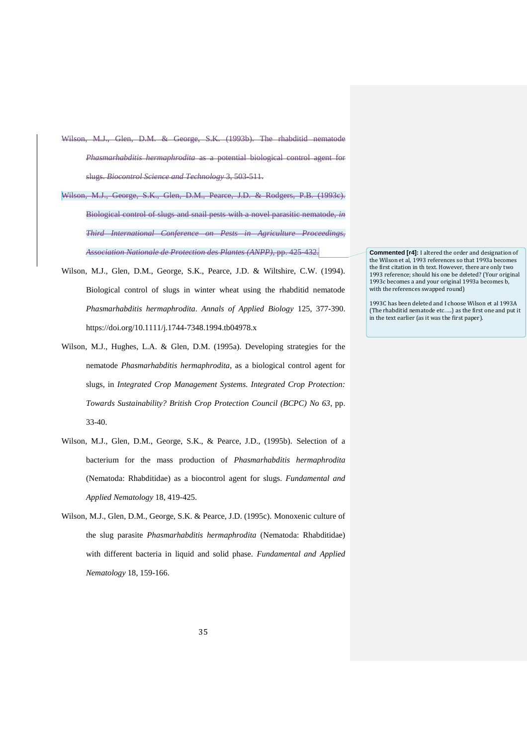~~Wilson, M.J., Glen, D.M. & George, S.K. (1993b). The rhabditid nematode *Phasmarhabditis hermaphrodita* as a potential biological control agent for slugs. *Biocontrol Science and Technology* 3, 503-511.~~

~~Wilson, M.J., George, S.K., Glen, D.M., Pearce, J.D. & Rodgers, P.B. (1993c). Biological control of slugs and snail pests with a novel parasitic nematode, *in Third International Conference on Pests in Agriculture Proceedings, Association Nationale de Protection des Plantes (ANPP)*, pp. 425-432.~~

**Commented [r4]:** I altered the order and designation of the Wilson et al, 1993 references so that 1993a becomes the first citation in th text. However, there are only two 1993 reference; should his one be deleted? (Your original 1993c becomes a and your original 1993a becomes b, with the references swapped round)

1993C has been deleted and I choose Wilson et al 1993A (The rhabditid nematode etc…..) as the first one and put it in the text earlier (as it was the first paper).

Wilson, M.J., Glen, D.M., George, S.K., Pearce, J.D. & Wiltshire, C.W. (1994). Biological control of slugs in winter wheat using the rhabditid nematode *Phasmarhabditis hermaphrodita*. *Annals of Applied Biology* 125, 377-390. https://doi.org/10.1111/j.1744-7348.1994.tb04978.x

Wilson, M.J., Hughes, L.A. & Glen, D.M. (1995a). Developing strategies for the nematode *Phasmarhabditis hermaphrodita*, as a biological control agent for slugs, in *Integrated Crop Management Systems. Integrated Crop Protection: Towards Sustainability? British Crop Protection Council (BCPC) No 63*, pp. 33-40.

Wilson, M.J., Glen, D.M., George, S.K., & Pearce, J.D., (1995b). Selection of a bacterium for the mass production of *Phasmarhabditis hermaphrodita* (Nematoda: Rhabditidae) as a biocontrol agent for slugs. *Fundamental and Applied Nematology* 18, 419-425.

Wilson, M.J., Glen, D.M., George, S.K. & Pearce, J.D. (1995c). Monoxenic culture of the slug parasite *Phasmarhabditis hermaphrodita* (Nematoda: Rhabditidae) with different bacteria in liquid and solid phase. *Fundamental and Applied Nematology* 18, 159-166.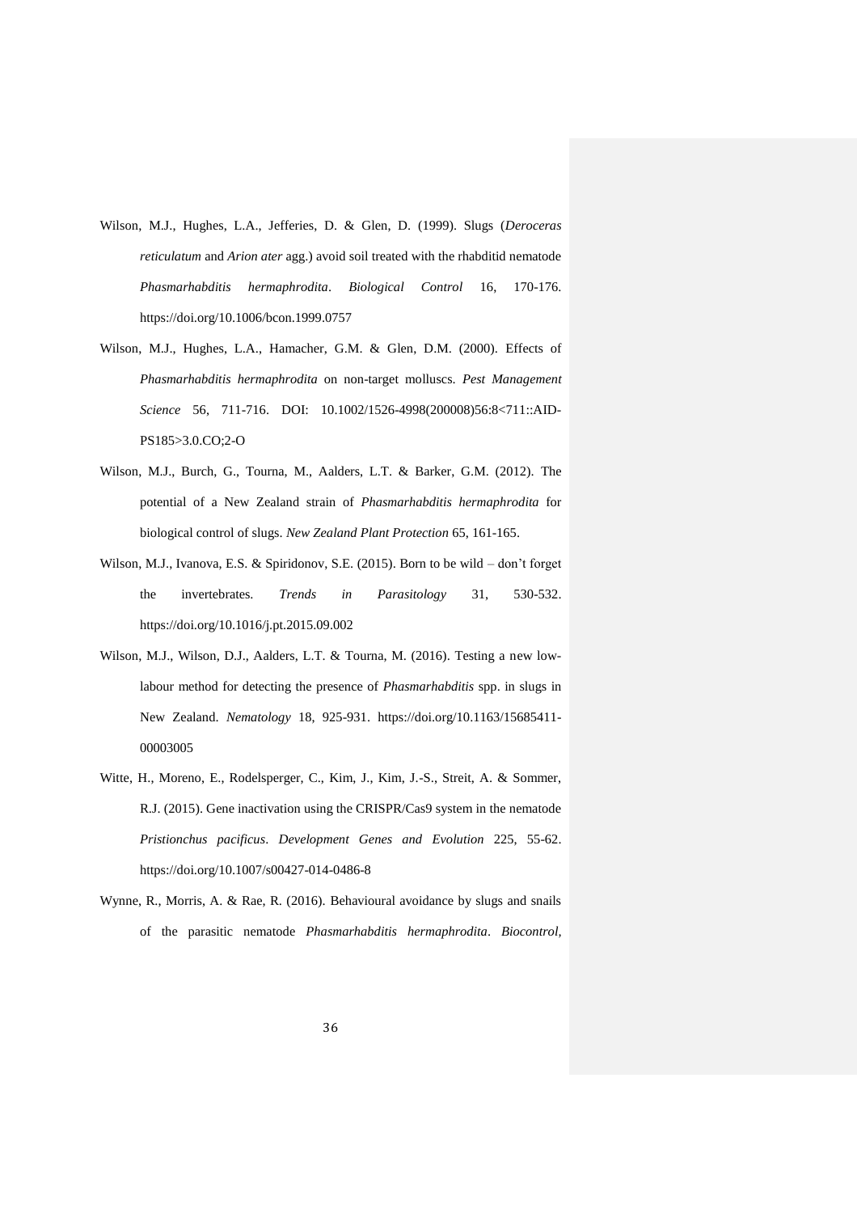Wilson, M.J., Hughes, L.A., Jefferies, D. & Glen, D. (1999). Slugs (*Deroceras reticulatum* and *Arion ater* agg.) avoid soil treated with the rhabditid nematode *Phasmarhabditis hermaphrodita*. *Biological Control* 16, 170-176. https://doi.org/10.1006/bcon.1999.0757

Wilson, M.J., Hughes, L.A., Hamacher, G.M. & Glen, D.M. (2000). Effects of *Phasmarhabditis hermaphrodita* on non-target molluscs. *Pest Management Science* 56, 711-716. DOI: 10.1002/1526-4998(200008)56:8<711::AID-PS185>3.0.CO;2-O

Wilson, M.J., Burch, G., Tourna, M., Aalders, L.T. & Barker, G.M. (2012). The potential of a New Zealand strain of *Phasmarhabditis hermaphrodita* for biological control of slugs. *New Zealand Plant Protection* 65, 161-165.

Wilson, M.J., Ivanova, E.S. & Spiridonov, S.E. (2015). Born to be wild – don't forget the invertebrates. *Trends in Parasitology* 31, 530-532. https://doi.org/10.1016/j.pt.2015.09.002

Wilson, M.J., Wilson, D.J., Aalders, L.T. & Tourna, M. (2016). Testing a new low-labour method for detecting the presence of *Phasmarhabditis* spp. in slugs in New Zealand. *Nematology* 18, 925-931. https://doi.org/10.1163/15685411-00003005

Witte, H., Moreno, E., Rodelsperger, C., Kim, J., Kim, J.-S., Streit, A. & Sommer, R.J. (2015). Gene inactivation using the CRISPR/Cas9 system in the nematode *Pristionchus pacificus*. *Development Genes and Evolution* 225, 55-62. https://doi.org/10.1007/s00427-014-0486-8

Wynne, R., Morris, A. & Rae, R. (2016). Behavioural avoidance by slugs and snails of the parasitic nematode *Phasmarhabditis hermaphrodita*. *Biocontrol,*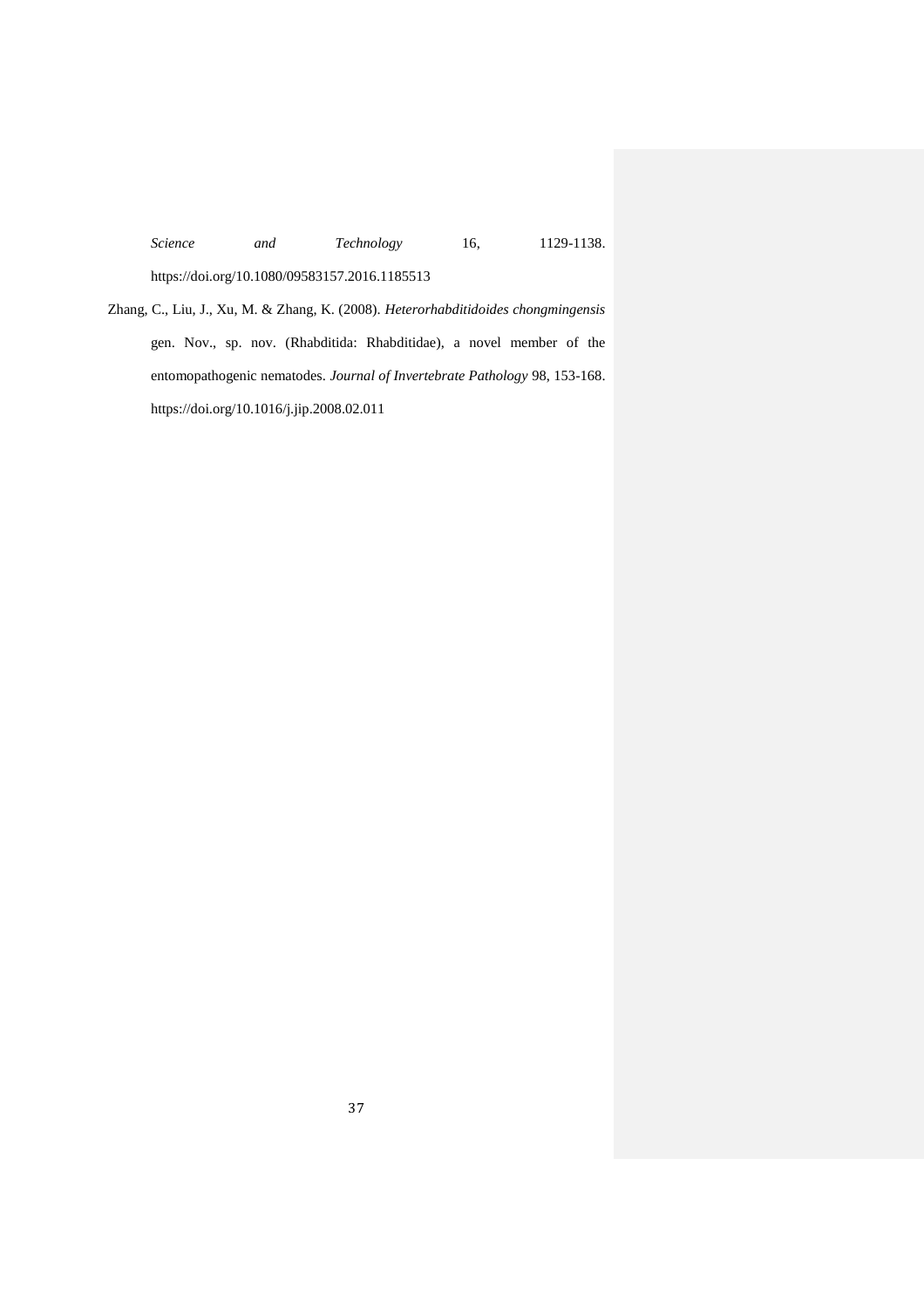*Science and Technology* 16, 1129-1138. https://doi.org/10.1080/09583157.2016.1185513

Zhang, C., Liu, J., Xu, M. & Zhang, K. (2008). *Heterorhabditidoides chongmingensis* gen. Nov., sp. nov. (Rhabditida: Rhabditidae), a novel member of the entomopathogenic nematodes. *Journal of Invertebrate Pathology* 98, 153-168. https://doi.org/10.1016/j.jip.2008.02.011